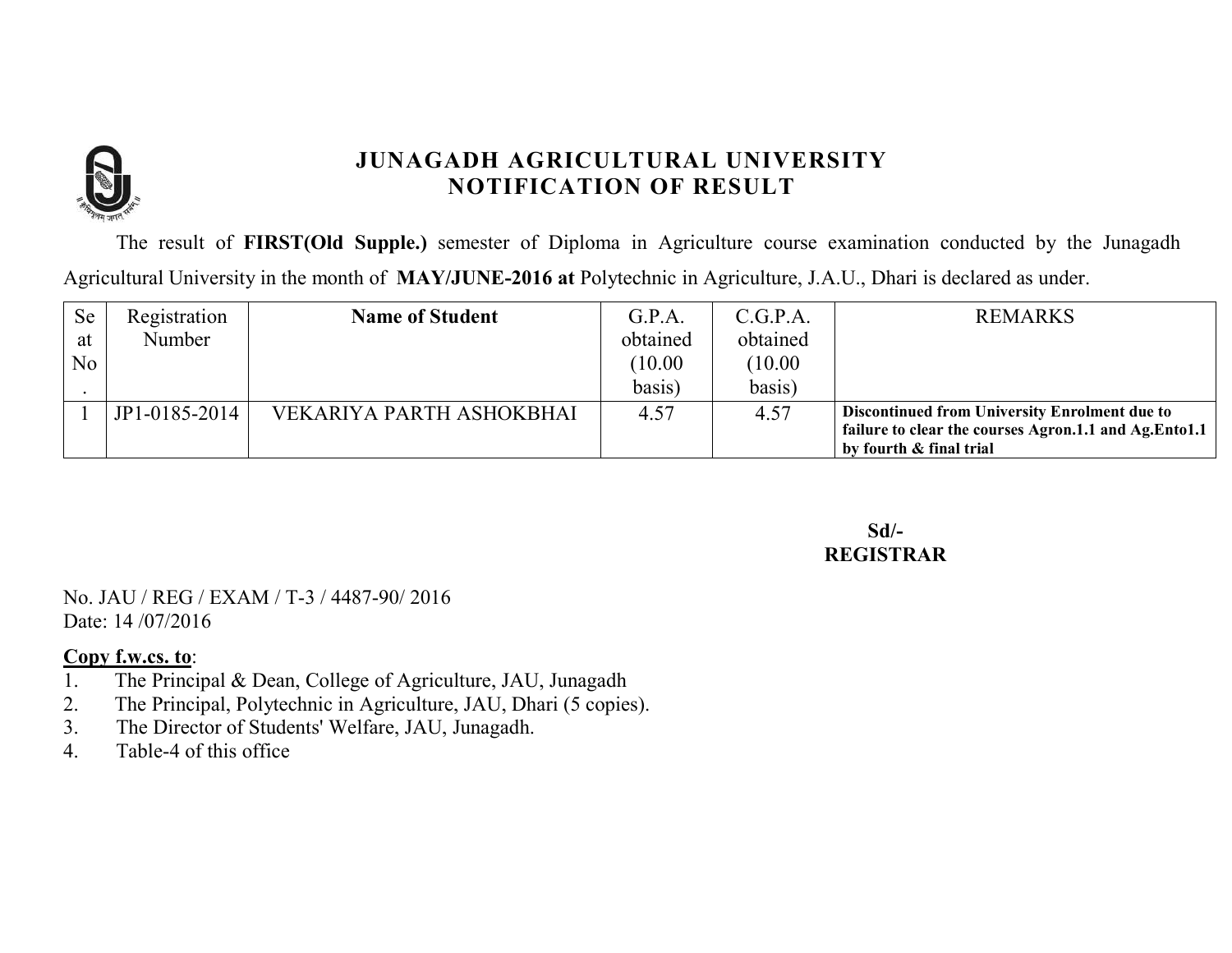# JUNAGADH AGRICULTURAL UNIVERSITY
## NOTIFICATION OF RESULT

The result of **FIRST(Old Supple.)** semester of Diploma in Agriculture course examination conducted by the Junagadh Agricultural University in the month of **MAY/JUNE-2016 at** Polytechnic in Agriculture, J.A.U., Dhari is declared as under.

| Seat No. | Registration Number | **Name of Student** | G.P.A. obtained (10.00 basis) | C.G.P.A. obtained (10.00 basis) | REMARKS |
|---|---|---|---|---|---|
| 1 | JP1-0185-2014 | VEKARIYA PARTH ASHOKBHAI | 4.57 | 4.57 | **Discontinued from University Enrolment due to failure to clear the courses Agron.1.1 and Ag.Ento1.1 by fourth & final trial** |

**Sd/-**
**REGISTRAR**

No. JAU / REG / EXAM / T-3 / 4487-90/ 2016
Date: 14 /07/2016

**Copy f.w.cs. to**:

1. The Principal & Dean, College of Agriculture, JAU, Junagadh
2. The Principal, Polytechnic in Agriculture, JAU, Dhari (5 copies).
3. The Director of Students' Welfare, JAU, Junagadh.
4. Table-4 of this office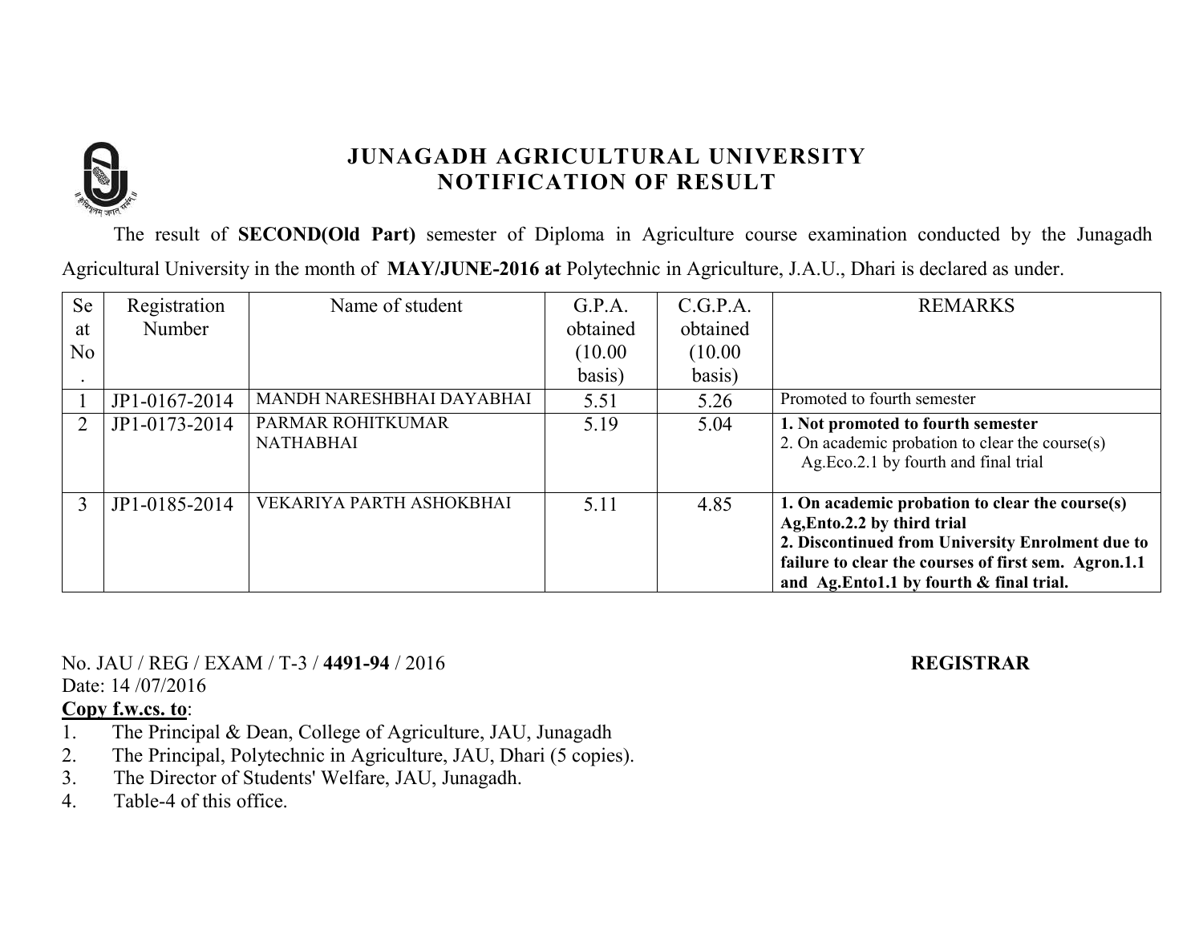# JUNAGADH AGRICULTURAL UNIVERSITY
## NOTIFICATION OF RESULT

The result of **SECOND(Old Part)** semester of Diploma in Agriculture course examination conducted by the Junagadh Agricultural University in the month of **MAY/JUNE-2016 at** Polytechnic in Agriculture, J.A.U., Dhari is declared as under.

| Seat No. | Registration Number | Name of student | G.P.A. obtained (10.00 basis) | C.G.P.A. obtained (10.00 basis) | REMARKS |
|---|---|---|---|---|---|
| 1 | JP1-0167-2014 | MANDH NARESHBHAI DAYABHAI | 5.51 | 5.26 | Promoted to fourth semester |
| 2 | JP1-0173-2014 | PARMAR ROHITKUMAR NATHABHAI | 5.19 | 5.04 | **1. Not promoted to fourth semester** 2. On academic probation to clear the course(s) Ag.Eco.2.1 by fourth and final trial |
| 3 | JP1-0185-2014 | VEKARIYA PARTH ASHOKBHAI | 5.11 | 4.85 | **1. On academic probation to clear the course(s) Ag,Ento.2.2 by third trial 2. Discontinued from University Enrolment due to failure to clear the courses of first sem. Agron.1.1 and Ag.Ento1.1 by fourth & final trial.** |

No. JAU / REG / EXAM / T-3 / **4491-94** / 2016

Date: 14 /07/2016

**REGISTRAR**

**Copy f.w.cs. to**:

1. The Principal & Dean, College of Agriculture, JAU, Junagadh
2. The Principal, Polytechnic in Agriculture, JAU, Dhari (5 copies).
3. The Director of Students' Welfare, JAU, Junagadh.
4. Table-4 of this office.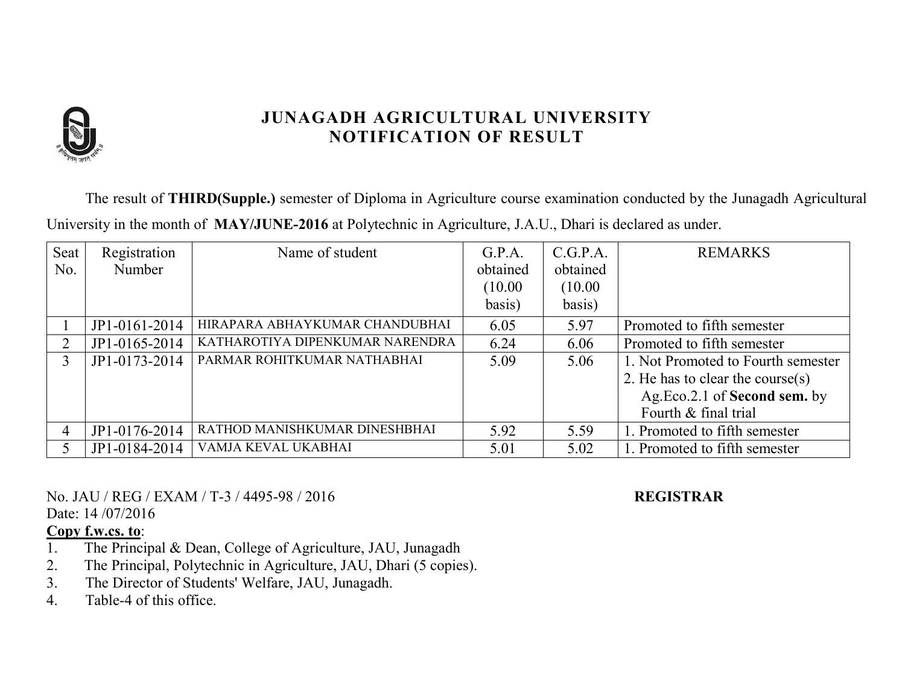# JUNAGADH AGRICULTURAL UNIVERSITY
## NOTIFICATION OF RESULT

The result of **THIRD(Supple.)** semester of Diploma in Agriculture course examination conducted by the Junagadh Agricultural University in the month of **MAY/JUNE-2016** at Polytechnic in Agriculture, J.A.U., Dhari is declared as under.

| Seat No. | Registration Number | Name of student | G.P.A. obtained (10.00 basis) | C.G.P.A. obtained (10.00 basis) | REMARKS |
|---|---|---|---|---|---|
| 1 | JP1-0161-2014 | HIRAPARA ABHAYKUMAR CHANDUBHAI | 6.05 | 5.97 | Promoted to fifth semester |
| 2 | JP1-0165-2014 | KATHAROTIYA DIPENKUMAR NARENDRA | 6.24 | 6.06 | Promoted to fifth semester |
| 3 | JP1-0173-2014 | PARMAR ROHITKUMAR NATHABHAI | 5.09 | 5.06 | 1. Not Promoted to Fourth semester 2. He has to clear the course(s) Ag.Eco.2.1 of **Second sem.** by Fourth & final trial |
| 4 | JP1-0176-2014 | RATHOD MANISHKUMAR DINESHBHAI | 5.92 | 5.59 | 1. Promoted to fifth semester |
| 5 | JP1-0184-2014 | VAMJA KEVAL UKABHAI | 5.01 | 5.02 | 1. Promoted to fifth semester |

No. JAU / REG / EXAM / T-3 / 4495-98 / 2016

Date: 14 /07/2016

**REGISTRAR**

**Copy f.w.cs. to**:

1. The Principal & Dean, College of Agriculture, JAU, Junagadh
2. The Principal, Polytechnic in Agriculture, JAU, Dhari (5 copies).
3. The Director of Students' Welfare, JAU, Junagadh.
4. Table-4 of this office.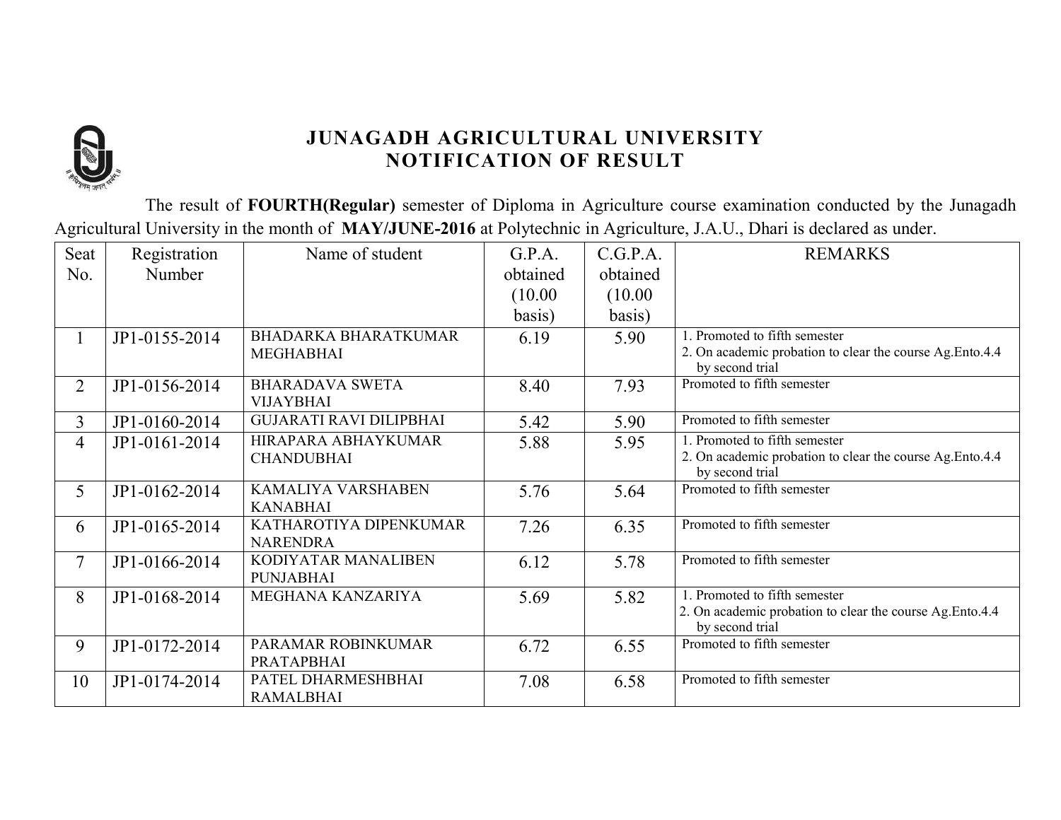# JUNAGADH AGRICULTURAL UNIVERSITY
## NOTIFICATION OF RESULT

The result of **FOURTH(Regular)** semester of Diploma in Agriculture course examination conducted by the Junagadh Agricultural University in the month of **MAY/JUNE-2016** at Polytechnic in Agriculture, J.A.U., Dhari is declared as under.

| Seat No. | Registration Number | Name of student | G.P.A. obtained (10.00 basis) | C.G.P.A. obtained (10.00 basis) | REMARKS |
|---|---|---|---|---|---|
| 1 | JP1-0155-2014 | BHADARKA BHARATKUMAR MEGHABHAI | 6.19 | 5.90 | 1. Promoted to fifth semester<br>2. On academic probation to clear the course Ag.Ento.4.4 by second trial |
| 2 | JP1-0156-2014 | BHARADAVA SWETA VIJAYBHAI | 8.40 | 7.93 | Promoted to fifth semester |
| 3 | JP1-0160-2014 | GUJARATI RAVI DILIPBHAI | 5.42 | 5.90 | Promoted to fifth semester |
| 4 | JP1-0161-2014 | HIRAPARA ABHAYKUMAR CHANDUBHAI | 5.88 | 5.95 | 1. Promoted to fifth semester<br>2. On academic probation to clear the course Ag.Ento.4.4 by second trial |
| 5 | JP1-0162-2014 | KAMALIYA VARSHABEN KANABHAI | 5.76 | 5.64 | Promoted to fifth semester |
| 6 | JP1-0165-2014 | KATHAROTIYA DIPENKUMAR NARENDRA | 7.26 | 6.35 | Promoted to fifth semester |
| 7 | JP1-0166-2014 | KODIYATAR MANALIBEN PUNJABHAI | 6.12 | 5.78 | Promoted to fifth semester |
| 8 | JP1-0168-2014 | MEGHANA KANZARIYA | 5.69 | 5.82 | 1. Promoted to fifth semester<br>2. On academic probation to clear the course Ag.Ento.4.4 by second trial |
| 9 | JP1-0172-2014 | PARAMAR ROBINKUMAR PRATAPBHAI | 6.72 | 6.55 | Promoted to fifth semester |
| 10 | JP1-0174-2014 | PATEL DHARMESHBHAI RAMALBHAI | 7.08 | 6.58 | Promoted to fifth semester |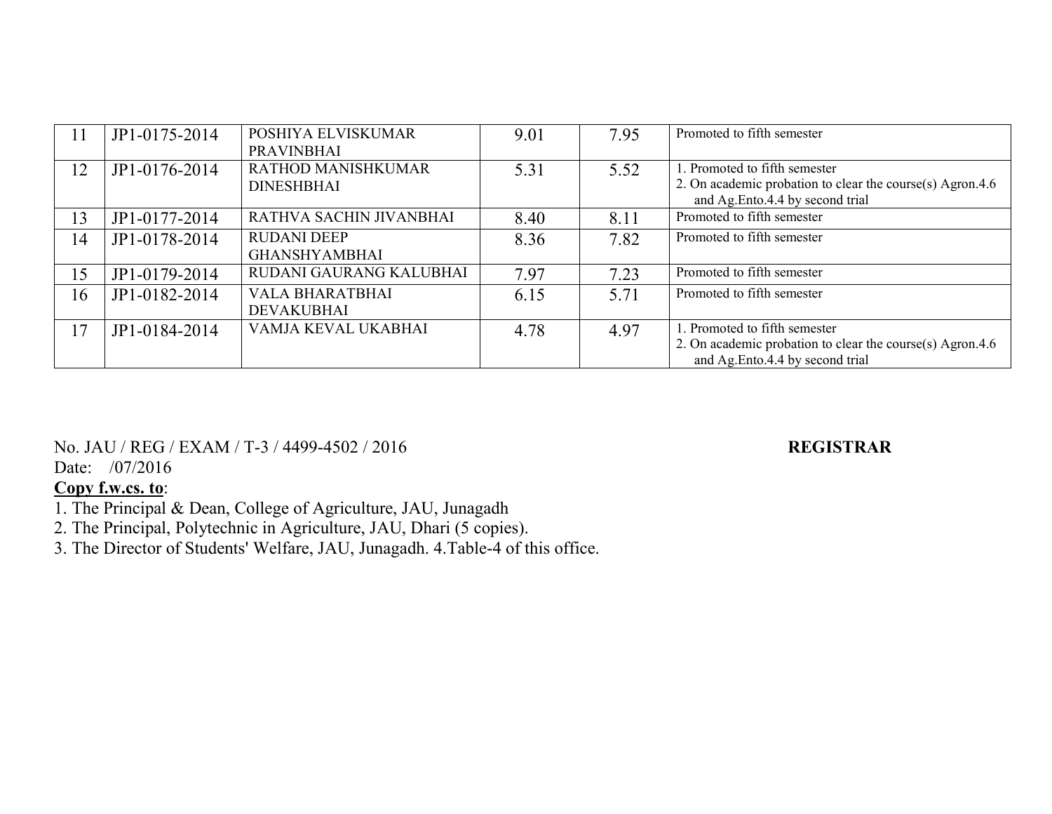| 11 | JP1-0175-2014 | POSHIYA ELVISKUMAR PRAVINBHAI | 9.01 | 7.95 | Promoted to fifth semester |
|---|---|---|---|---|---|
| 12 | JP1-0176-2014 | RATHOD MANISHKUMAR DINESHBHAI | 5.31 | 5.52 | 1. Promoted to fifth semester<br>2. On academic probation to clear the course(s) Agron.4.6 and Ag.Ento.4.4 by second trial |
| 13 | JP1-0177-2014 | RATHVA SACHIN JIVANBHAI | 8.40 | 8.11 | Promoted to fifth semester |
| 14 | JP1-0178-2014 | RUDANI DEEP GHANSHYAMBHAI | 8.36 | 7.82 | Promoted to fifth semester |
| 15 | JP1-0179-2014 | RUDANI GAURANG KALUBHAI | 7.97 | 7.23 | Promoted to fifth semester |
| 16 | JP1-0182-2014 | VALA BHARATBHAI DEVAKUBHAI | 6.15 | 5.71 | Promoted to fifth semester |
| 17 | JP1-0184-2014 | VAMJA KEVAL UKABHAI | 4.78 | 4.97 | 1. Promoted to fifth semester<br>2. On academic probation to clear the course(s) Agron.4.6 and Ag.Ento.4.4 by second trial |

No. JAU / REG / EXAM / T-3 / 4499-4502 / 2016 **REGISTRAR**
Date: /07/2016

**Copy f.w.cs. to**:

1. The Principal & Dean, College of Agriculture, JAU, Junagadh
2. The Principal, Polytechnic in Agriculture, JAU, Dhari (5 copies).
3. The Director of Students' Welfare, JAU, Junagadh. 4.Table-4 of this office.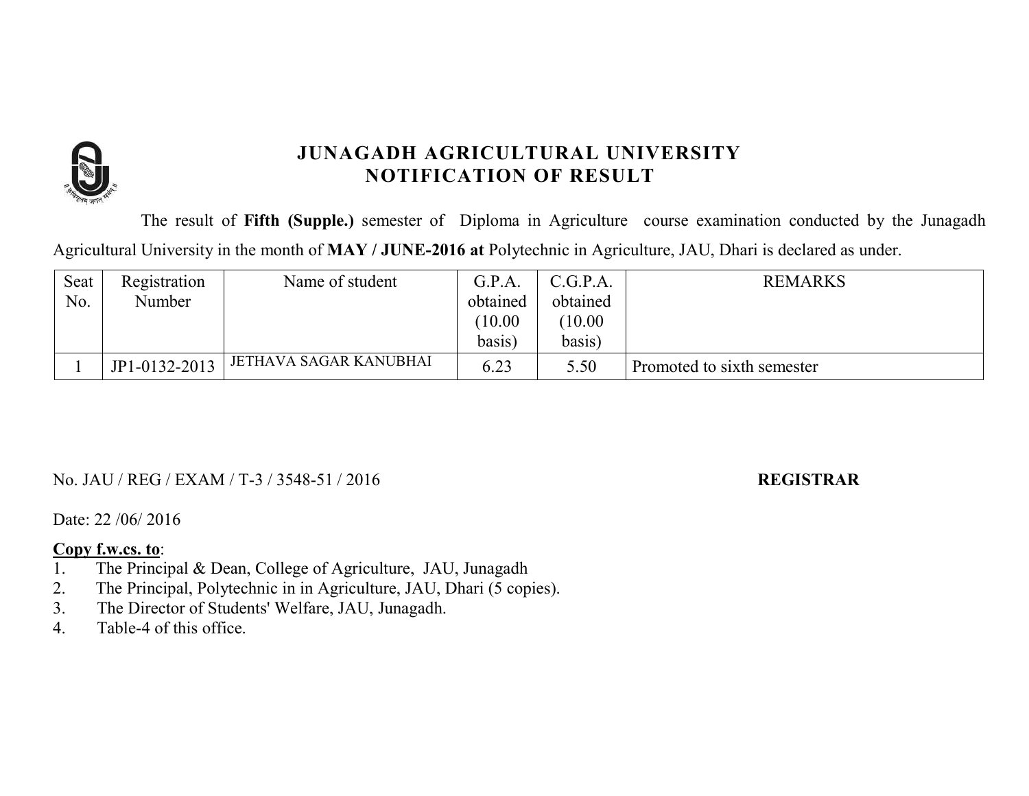# JUNAGADH AGRICULTURAL UNIVERSITY
## NOTIFICATION OF RESULT

The result of **Fifth (Supple.)** semester of Diploma in Agriculture course examination conducted by the Junagadh Agricultural University in the month of **MAY / JUNE-2016 at** Polytechnic in Agriculture, JAU, Dhari is declared as under.

| Seat No. | Registration Number | Name of student | G.P.A. obtained (10.00 basis) | C.G.P.A. obtained (10.00 basis) | REMARKS |
|---|---|---|---|---|---|
| 1 | JP1-0132-2013 | JETHAVA SAGAR KANUBHAI | 6.23 | 5.50 | Promoted to sixth semester |

No. JAU / REG / EXAM / T-3 / 3548-51 / 2016

**REGISTRAR**

Date: 22 /06/ 2016

**Copy f.w.cs. to**:

1. The Principal & Dean, College of Agriculture, JAU, Junagadh
2. The Principal, Polytechnic in in Agriculture, JAU, Dhari (5 copies).
3. The Director of Students' Welfare, JAU, Junagadh.
4. Table-4 of this office.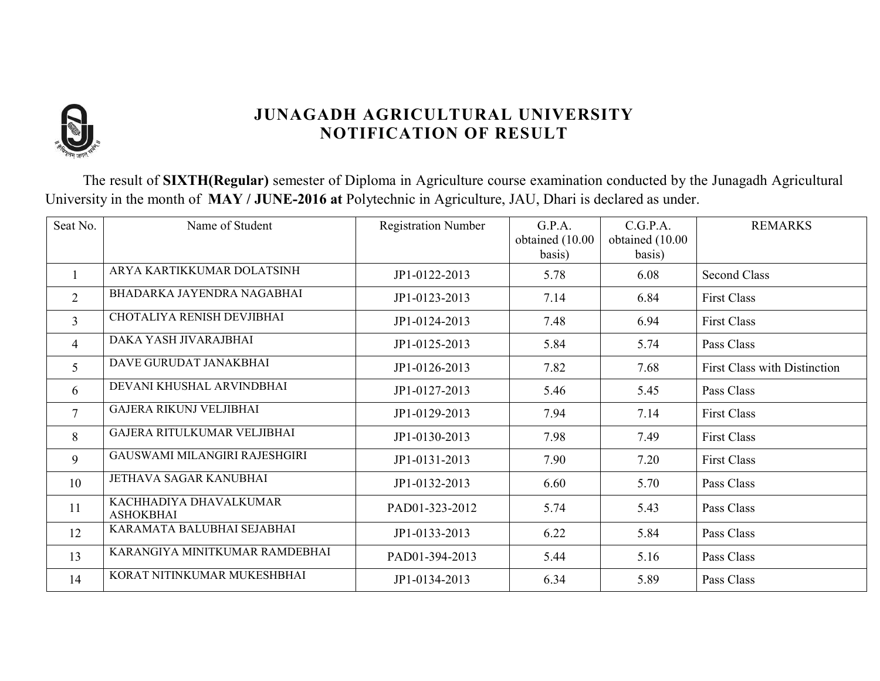# JUNAGADH AGRICULTURAL UNIVERSITY
## NOTIFICATION OF RESULT

The result of **SIXTH(Regular)** semester of Diploma in Agriculture course examination conducted by the Junagadh Agricultural University in the month of **MAY / JUNE-2016 at** Polytechnic in Agriculture, JAU, Dhari is declared as under.

| Seat No. | Name of Student | Registration Number | G.P.A. obtained (10.00 basis) | C.G.P.A. obtained (10.00 basis) | REMARKS |
|---|---|---|---|---|---|
| 1 | ARYA KARTIKKUMAR DOLATSINH | JP1-0122-2013 | 5.78 | 6.08 | Second Class |
| 2 | BHADARKA JAYENDRA NAGABHAI | JP1-0123-2013 | 7.14 | 6.84 | First Class |
| 3 | CHOTALIYA RENISH DEVJIBHAI | JP1-0124-2013 | 7.48 | 6.94 | First Class |
| 4 | DAKA YASH JIVARAJBHAI | JP1-0125-2013 | 5.84 | 5.74 | Pass Class |
| 5 | DAVE GURUDAT JANAKBHAI | JP1-0126-2013 | 7.82 | 7.68 | First Class with Distinction |
| 6 | DEVANI KHUSHAL ARVINDBHAI | JP1-0127-2013 | 5.46 | 5.45 | Pass Class |
| 7 | GAJERA RIKUNJ VELJIBHAI | JP1-0129-2013 | 7.94 | 7.14 | First Class |
| 8 | GAJERA RITULKUMAR VELJIBHAI | JP1-0130-2013 | 7.98 | 7.49 | First Class |
| 9 | GAUSWAMI MILANGIRI RAJESHGIRI | JP1-0131-2013 | 7.90 | 7.20 | First Class |
| 10 | JETHAVA SAGAR KANUBHAI | JP1-0132-2013 | 6.60 | 5.70 | Pass Class |
| 11 | KACHHADIYA DHAVALKUMAR ASHOKBHAI | PAD01-323-2012 | 5.74 | 5.43 | Pass Class |
| 12 | KARAMATA BALUBHAI SEJABHAI | JP1-0133-2013 | 6.22 | 5.84 | Pass Class |
| 13 | KARANGIYA MINITKUMAR RAMDEBHAI | PAD01-394-2013 | 5.44 | 5.16 | Pass Class |
| 14 | KORAT NITINKUMAR MUKESHBHAI | JP1-0134-2013 | 6.34 | 5.89 | Pass Class |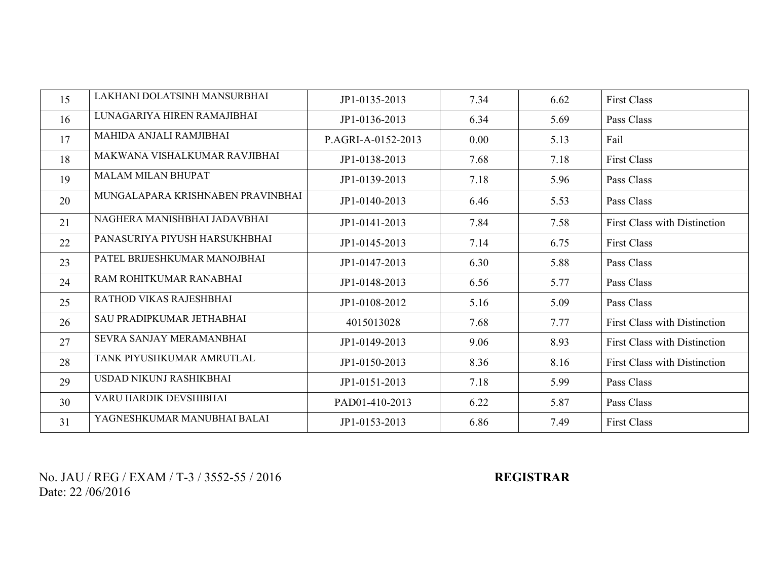| 15 | LAKHANI DOLATSINH MANSURBHAI | JP1-0135-2013 | 7.34 | 6.62 | First Class |
|---|---|---|---|---|---|
| 16 | LUNAGARIYA HIREN RAMAJIBHAI | JP1-0136-2013 | 6.34 | 5.69 | Pass Class |
| 17 | MAHIDA ANJALI RAMJIBHAI | P.AGRI-A-0152-2013 | 0.00 | 5.13 | Fail |
| 18 | MAKWANA VISHALKUMAR RAVJIBHAI | JP1-0138-2013 | 7.68 | 7.18 | First Class |
| 19 | MALAM MILAN BHUPAT | JP1-0139-2013 | 7.18 | 5.96 | Pass Class |
| 20 | MUNGALAPARA KRISHNABEN PRAVINBHAI | JP1-0140-2013 | 6.46 | 5.53 | Pass Class |
| 21 | NAGHERA MANISHBHAI JADAVBHAI | JP1-0141-2013 | 7.84 | 7.58 | First Class with Distinction |
| 22 | PANASURIYA PIYUSH HARSUKHBHAI | JP1-0145-2013 | 7.14 | 6.75 | First Class |
| 23 | PATEL BRIJESHKUMAR MANOJBHAI | JP1-0147-2013 | 6.30 | 5.88 | Pass Class |
| 24 | RAM ROHITKUMAR RANABHAI | JP1-0148-2013 | 6.56 | 5.77 | Pass Class |
| 25 | RATHOD VIKAS RAJESHBHAI | JP1-0108-2012 | 5.16 | 5.09 | Pass Class |
| 26 | SAU PRADIPKUMAR JETHABHAI | 4015013028 | 7.68 | 7.77 | First Class with Distinction |
| 27 | SEVRA SANJAY MERAMANBHAI | JP1-0149-2013 | 9.06 | 8.93 | First Class with Distinction |
| 28 | TANK PIYUSHKUMAR AMRUTLAL | JP1-0150-2013 | 8.36 | 8.16 | First Class with Distinction |
| 29 | USDAD NIKUNJ RASHIKBHAI | JP1-0151-2013 | 7.18 | 5.99 | Pass Class |
| 30 | VARU HARDIK DEVSHIBHAI | PAD01-410-2013 | 6.22 | 5.87 | Pass Class |
| 31 | YAGNESHKUMAR MANUBHAI BALAI | JP1-0153-2013 | 6.86 | 7.49 | First Class |

No. JAU / REG / EXAM / T-3 / 3552-55 / 2016
Date: 22 /06/2016

**REGISTRAR**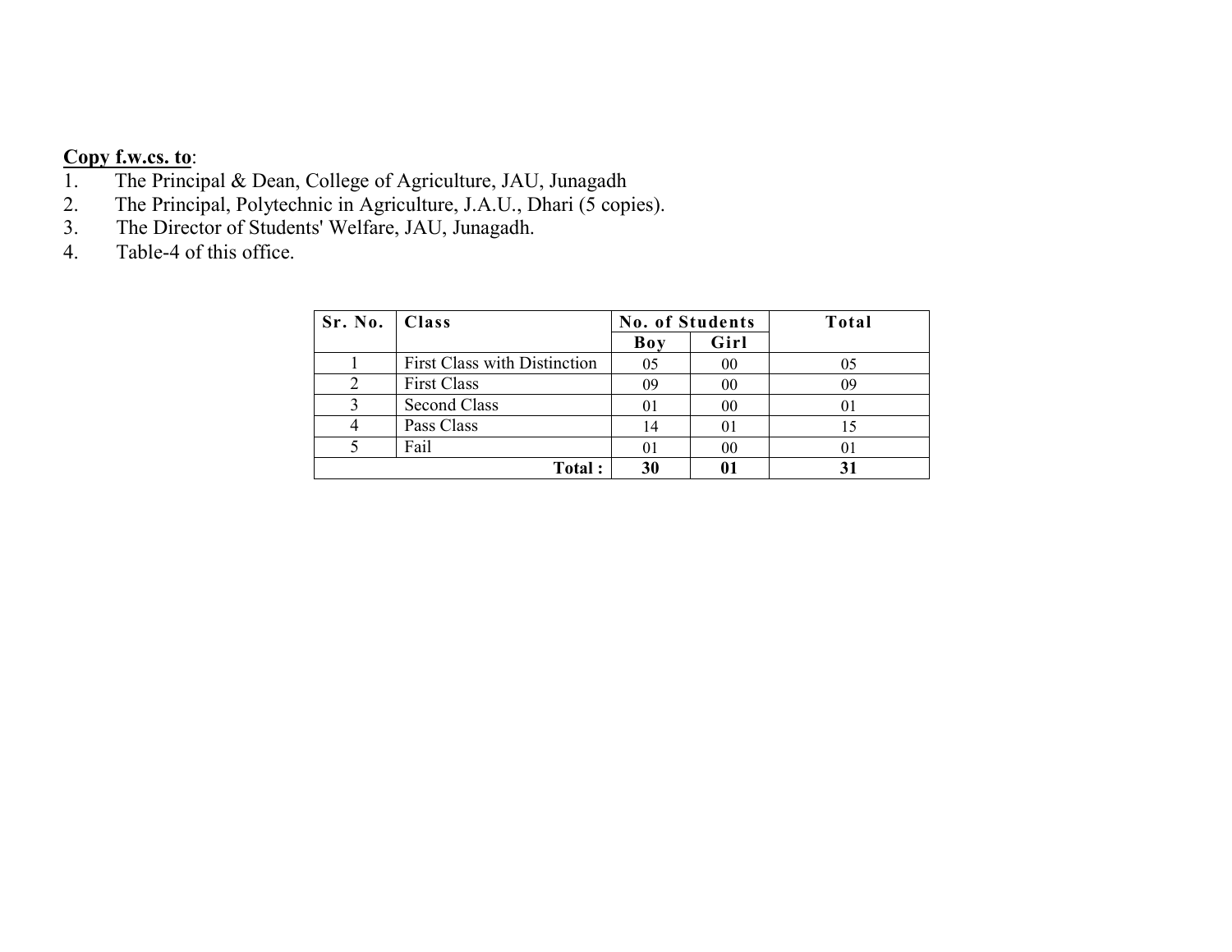**Copy f.w.cs. to**:

1. The Principal & Dean, College of Agriculture, JAU, Junagadh
2. The Principal, Polytechnic in Agriculture, J.A.U., Dhari (5 copies).
3. The Director of Students' Welfare, JAU, Junagadh.
4. Table-4 of this office.

| Sr. No. | Class | No. of Students | | Total |
|---|---|---|---|---|
| | | Boy | Girl | |
| 1 | First Class with Distinction | 05 | 00 | 05 |
| 2 | First Class | 09 | 00 | 09 |
| 3 | Second Class | 01 | 00 | 01 |
| 4 | Pass Class | 14 | 01 | 15 |
| 5 | Fail | 01 | 00 | 01 |
| | **Total :** | **30** | **01** | **31** |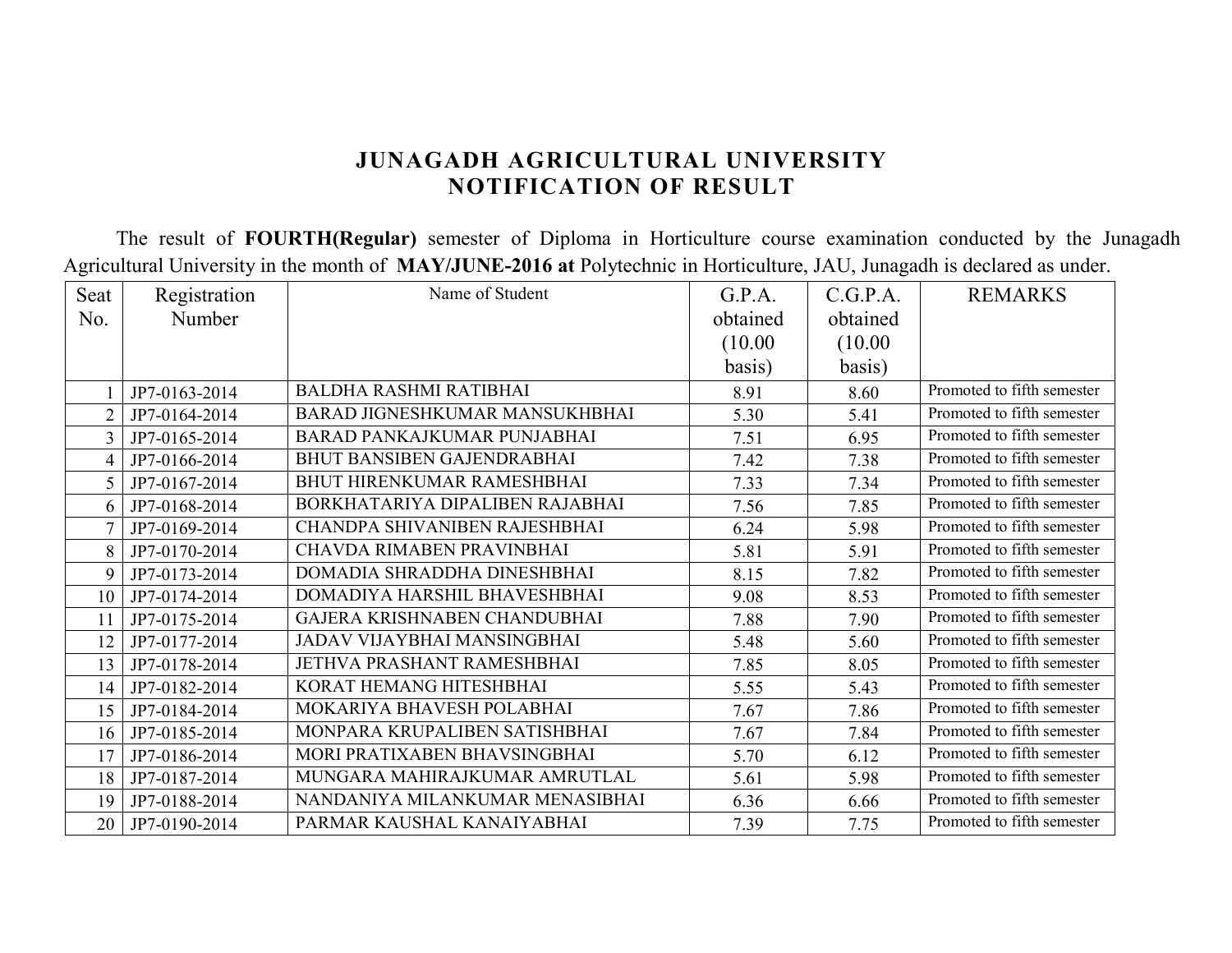# JUNAGADH AGRICULTURAL UNIVERSITY
## NOTIFICATION OF RESULT

The result of **FOURTH(Regular)** semester of Diploma in Horticulture course examination conducted by the Junagadh Agricultural University in the month of **MAY/JUNE-2016 at** Polytechnic in Horticulture, JAU, Junagadh is declared as under.

| Seat No. | Registration Number | Name of Student | G.P.A. obtained (10.00 basis) | C.G.P.A. obtained (10.00 basis) | REMARKS |
|---|---|---|---|---|---|
| 1 | JP7-0163-2014 | BALDHA RASHMI RATIBHAI | 8.91 | 8.60 | Promoted to fifth semester |
| 2 | JP7-0164-2014 | BARAD JIGNESHKUMAR MANSUKHBHAI | 5.30 | 5.41 | Promoted to fifth semester |
| 3 | JP7-0165-2014 | BARAD PANKAJKUMAR PUNJABHAI | 7.51 | 6.95 | Promoted to fifth semester |
| 4 | JP7-0166-2014 | BHUT BANSIBEN GAJENDRABHAI | 7.42 | 7.38 | Promoted to fifth semester |
| 5 | JP7-0167-2014 | BHUT HIRENKUMAR RAMESHBHAI | 7.33 | 7.34 | Promoted to fifth semester |
| 6 | JP7-0168-2014 | BORKHATARIYA DIPALIBEN RAJABHAI | 7.56 | 7.85 | Promoted to fifth semester |
| 7 | JP7-0169-2014 | CHANDPA SHIVANIBEN RAJESHBHAI | 6.24 | 5.98 | Promoted to fifth semester |
| 8 | JP7-0170-2014 | CHAVDA RIMABEN PRAVINBHAI | 5.81 | 5.91 | Promoted to fifth semester |
| 9 | JP7-0173-2014 | DOMADIA SHRADDHA DINESHBHAI | 8.15 | 7.82 | Promoted to fifth semester |
| 10 | JP7-0174-2014 | DOMADIYA HARSHIL BHAVESHBHAI | 9.08 | 8.53 | Promoted to fifth semester |
| 11 | JP7-0175-2014 | GAJERA KRISHNABEN CHANDUBHAI | 7.88 | 7.90 | Promoted to fifth semester |
| 12 | JP7-0177-2014 | JADAV VIJAYBHAI MANSINGBHAI | 5.48 | 5.60 | Promoted to fifth semester |
| 13 | JP7-0178-2014 | JETHVA PRASHANT RAMESHBHAI | 7.85 | 8.05 | Promoted to fifth semester |
| 14 | JP7-0182-2014 | KORAT HEMANG HITESHBHAI | 5.55 | 5.43 | Promoted to fifth semester |
| 15 | JP7-0184-2014 | MOKARIYA BHAVESH POLABHAI | 7.67 | 7.86 | Promoted to fifth semester |
| 16 | JP7-0185-2014 | MONPARA KRUPALIBEN SATISHBHAI | 7.67 | 7.84 | Promoted to fifth semester |
| 17 | JP7-0186-2014 | MORI PRATIXABEN BHAVSINGBHAI | 5.70 | 6.12 | Promoted to fifth semester |
| 18 | JP7-0187-2014 | MUNGARA MAHIRAJKUMAR AMRUTLAL | 5.61 | 5.98 | Promoted to fifth semester |
| 19 | JP7-0188-2014 | NANDANIYA MILANKUMAR MENASIBHAI | 6.36 | 6.66 | Promoted to fifth semester |
| 20 | JP7-0190-2014 | PARMAR KAUSHAL KANAIYABHAI | 7.39 | 7.75 | Promoted to fifth semester |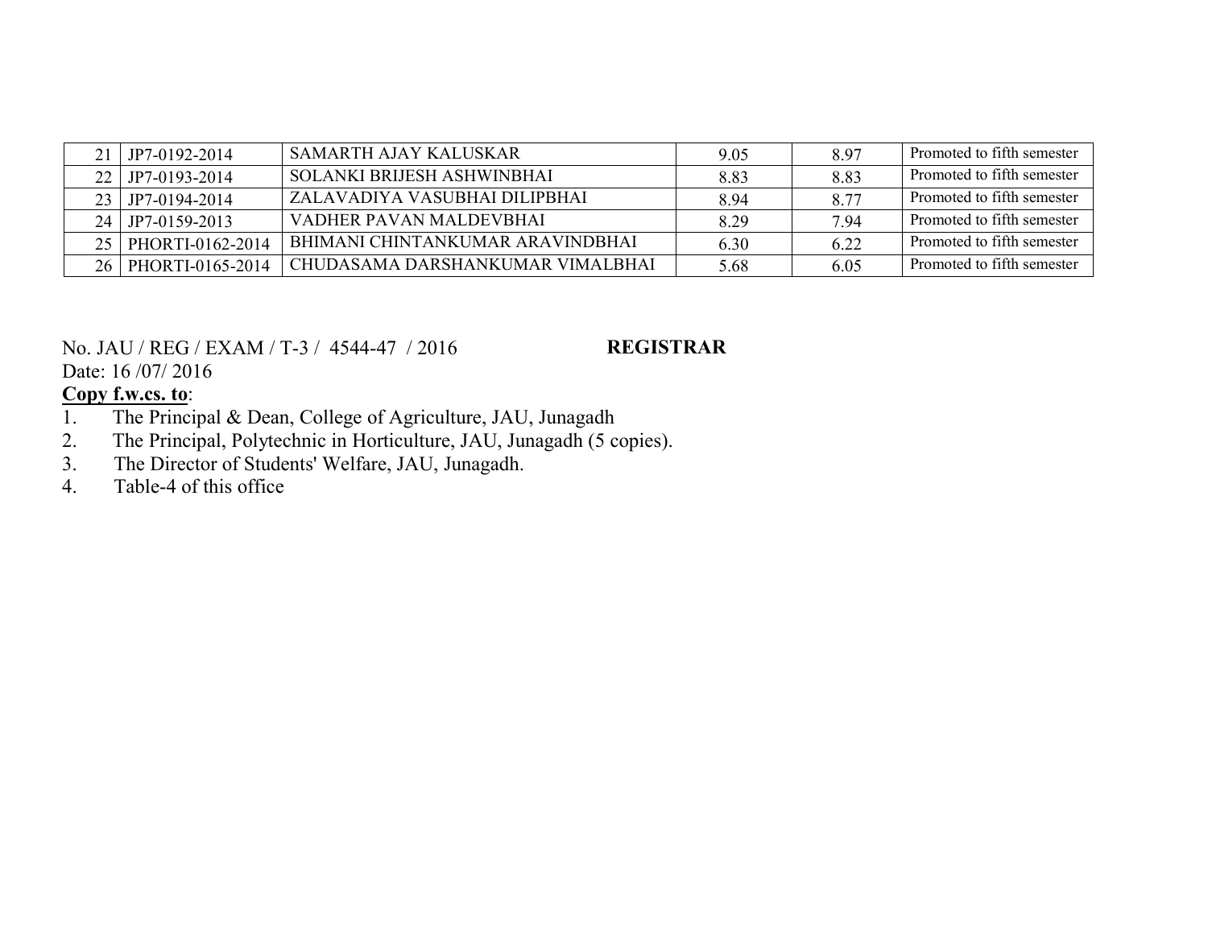| | | | | | |
|---|---|---|---|---|---|
| 21 | JP7-0192-2014 | SAMARTH AJAY KALUSKAR | 9.05 | 8.97 | Promoted to fifth semester |
| 22 | JP7-0193-2014 | SOLANKI BRIJESH ASHWINBHAI | 8.83 | 8.83 | Promoted to fifth semester |
| 23 | JP7-0194-2014 | ZALAVADIYA VASUBHAI DILIPBHAI | 8.94 | 8.77 | Promoted to fifth semester |
| 24 | JP7-0159-2013 | VADHER PAVAN MALDEVBHAI | 8.29 | 7.94 | Promoted to fifth semester |
| 25 | PHORTI-0162-2014 | BHIMANI CHINTANKUMAR ARAVINDBHAI | 6.30 | 6.22 | Promoted to fifth semester |
| 26 | PHORTI-0165-2014 | CHUDASAMA DARSHANKUMAR VIMALBHAI | 5.68 | 6.05 | Promoted to fifth semester |

No. JAU / REG / EXAM / T-3 / 4544-47 / 2016 **REGISTRAR**

Date: 16 /07/ 2016

**Copy f.w.cs. to**:

1. The Principal & Dean, College of Agriculture, JAU, Junagadh
2. The Principal, Polytechnic in Horticulture, JAU, Junagadh (5 copies).
3. The Director of Students' Welfare, JAU, Junagadh.
4. Table-4 of this office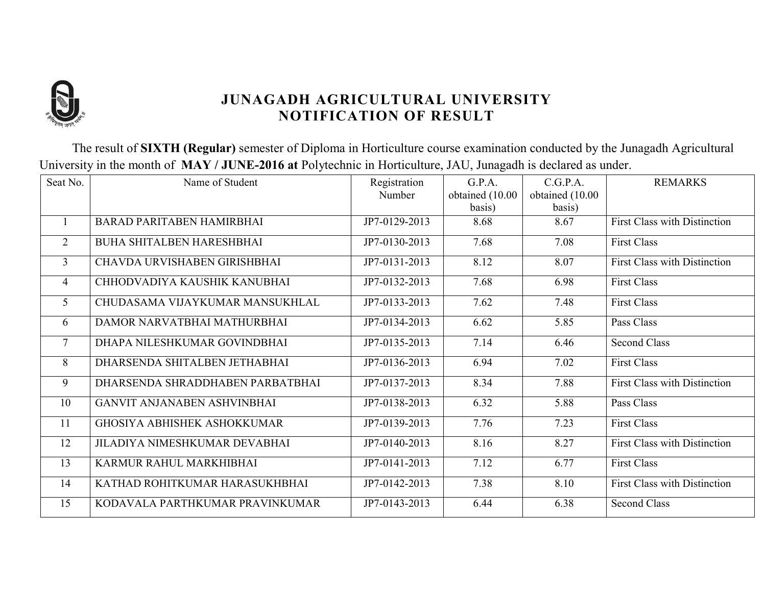# JUNAGADH AGRICULTURAL UNIVERSITY
## NOTIFICATION OF RESULT

The result of **SIXTH (Regular)** semester of Diploma in Horticulture course examination conducted by the Junagadh Agricultural University in the month of **MAY / JUNE-2016 at** Polytechnic in Horticulture, JAU, Junagadh is declared as under.

| Seat No. | Name of Student | Registration Number | G.P.A. obtained (10.00 basis) | C.G.P.A. obtained (10.00 basis) | REMARKS |
|---|---|---|---|---|---|
| 1 | BARAD PARITABEN HAMIRBHAI | JP7-0129-2013 | 8.68 | 8.67 | First Class with Distinction |
| 2 | BUHA SHITALBEN HARESHBHAI | JP7-0130-2013 | 7.68 | 7.08 | First Class |
| 3 | CHAVDA URVISHABEN GIRISHBHAI | JP7-0131-2013 | 8.12 | 8.07 | First Class with Distinction |
| 4 | CHHODVADIYA KAUSHIK KANUBHAI | JP7-0132-2013 | 7.68 | 6.98 | First Class |
| 5 | CHUDASAMA VIJAYKUMAR MANSUKHLAL | JP7-0133-2013 | 7.62 | 7.48 | First Class |
| 6 | DAMOR NARVATBHAI MATHURBHAI | JP7-0134-2013 | 6.62 | 5.85 | Pass Class |
| 7 | DHAPA NILESHKUMAR GOVINDBHAI | JP7-0135-2013 | 7.14 | 6.46 | Second Class |
| 8 | DHARSENDA SHITALBEN JETHABHAI | JP7-0136-2013 | 6.94 | 7.02 | First Class |
| 9 | DHARSENDA SHRADDHABEN PARBATBHAI | JP7-0137-2013 | 8.34 | 7.88 | First Class with Distinction |
| 10 | GANVIT ANJANABEN ASHVINBHAI | JP7-0138-2013 | 6.32 | 5.88 | Pass Class |
| 11 | GHOSIYA ABHISHEK ASHOKKUMAR | JP7-0139-2013 | 7.76 | 7.23 | First Class |
| 12 | JILADIYA NIMESHKUMAR DEVABHAI | JP7-0140-2013 | 8.16 | 8.27 | First Class with Distinction |
| 13 | KARMUR RAHUL MARKHIBHAI | JP7-0141-2013 | 7.12 | 6.77 | First Class |
| 14 | KATHAD ROHITKUMAR HARASUKHBHAI | JP7-0142-2013 | 7.38 | 8.10 | First Class with Distinction |
| 15 | KODAVALA PARTHKUMAR PRAVINKUMAR | JP7-0143-2013 | 6.44 | 6.38 | Second Class |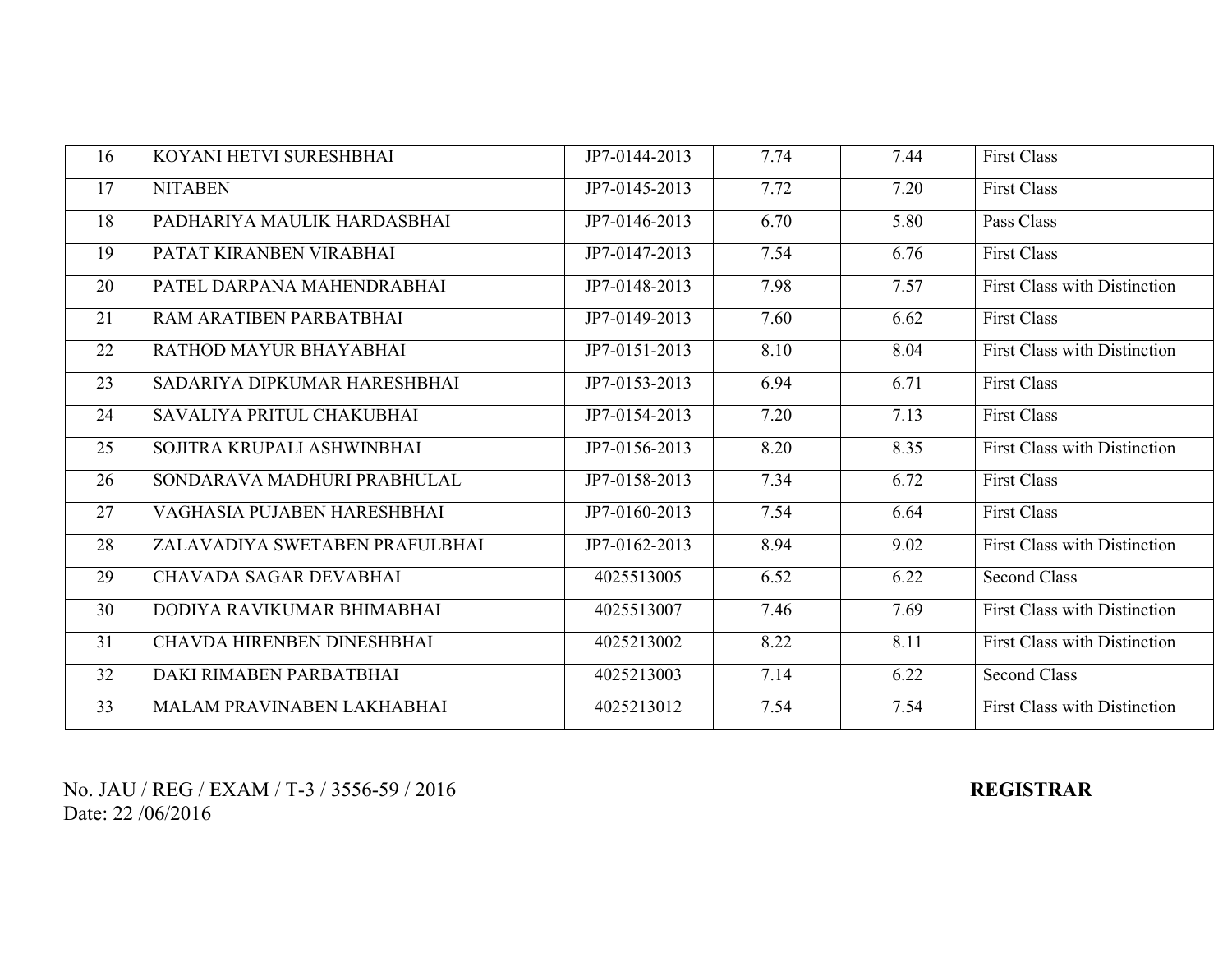| 16 | KOYANI HETVI SURESHBHAI | JP7-0144-2013 | 7.74 | 7.44 | First Class |
|---|---|---|---|---|---|
| 17 | NITABEN | JP7-0145-2013 | 7.72 | 7.20 | First Class |
| 18 | PADHARIYA MAULIK HARDASBHAI | JP7-0146-2013 | 6.70 | 5.80 | Pass Class |
| 19 | PATAT KIRANBEN VIRABHAI | JP7-0147-2013 | 7.54 | 6.76 | First Class |
| 20 | PATEL DARPANA MAHENDRABHAI | JP7-0148-2013 | 7.98 | 7.57 | First Class with Distinction |
| 21 | RAM ARATIBEN PARBATBHAI | JP7-0149-2013 | 7.60 | 6.62 | First Class |
| 22 | RATHOD MAYUR BHAYABHAI | JP7-0151-2013 | 8.10 | 8.04 | First Class with Distinction |
| 23 | SADARIYA DIPKUMAR HARESHBHAI | JP7-0153-2013 | 6.94 | 6.71 | First Class |
| 24 | SAVALIYA PRITUL CHAKUBHAI | JP7-0154-2013 | 7.20 | 7.13 | First Class |
| 25 | SOJITRA KRUPALI ASHWINBHAI | JP7-0156-2013 | 8.20 | 8.35 | First Class with Distinction |
| 26 | SONDARAVA MADHURI PRABHULAL | JP7-0158-2013 | 7.34 | 6.72 | First Class |
| 27 | VAGHASIA PUJABEN HARESHBHAI | JP7-0160-2013 | 7.54 | 6.64 | First Class |
| 28 | ZALAVADIYA SWETABEN PRAFULBHAI | JP7-0162-2013 | 8.94 | 9.02 | First Class with Distinction |
| 29 | CHAVADA SAGAR DEVABHAI | 4025513005 | 6.52 | 6.22 | Second Class |
| 30 | DODIYA RAVIKUMAR BHIMABHAI | 4025513007 | 7.46 | 7.69 | First Class with Distinction |
| 31 | CHAVDA HIRENBEN DINESHBHAI | 4025213002 | 8.22 | 8.11 | First Class with Distinction |
| 32 | DAKI RIMABEN PARBATBHAI | 4025213003 | 7.14 | 6.22 | Second Class |
| 33 | MALAM PRAVINABEN LAKHABHAI | 4025213012 | 7.54 | 7.54 | First Class with Distinction |

No. JAU / REG / EXAM / T-3 / 3556-59 / 2016

Date: 22 /06/2016

**REGISTRAR**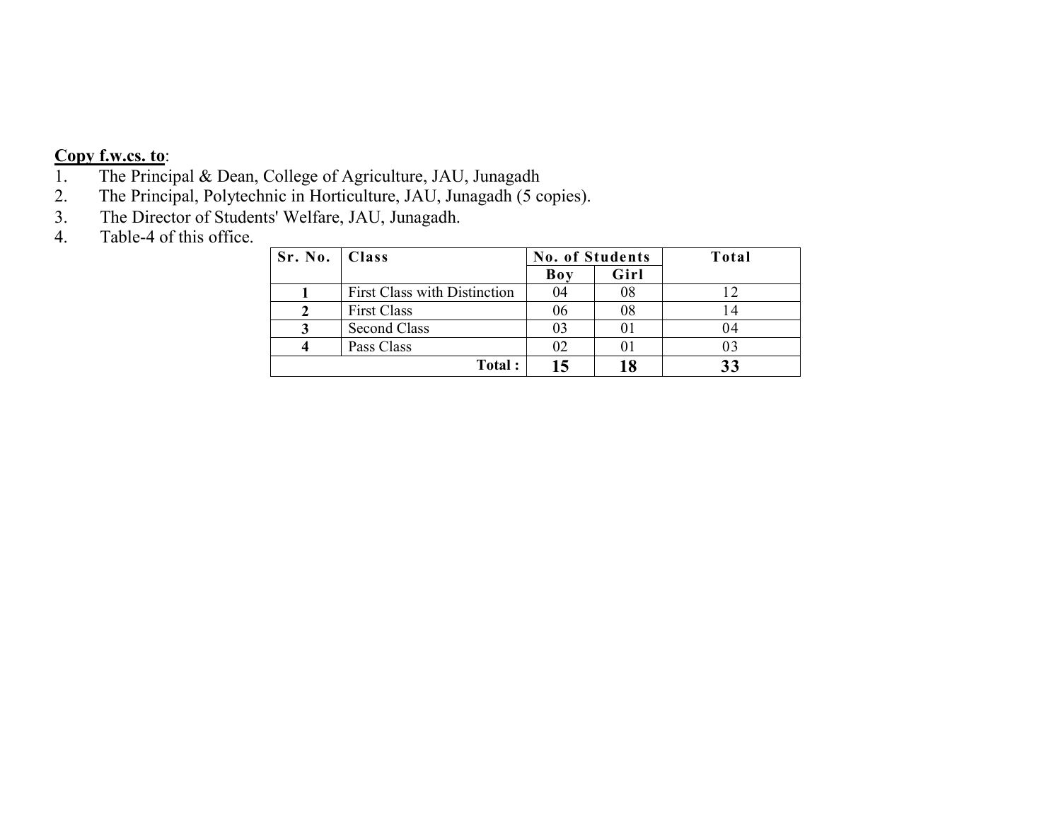**<u>Copy f.w.cs. to</u>**:

1. The Principal & Dean, College of Agriculture, JAU, Junagadh
2. The Principal, Polytechnic in Horticulture, JAU, Junagadh (5 copies).
3. The Director of Students' Welfare, JAU, Junagadh.
4. Table-4 of this office.

| Sr. No. | Class | No. of Students | | Total |
|---|---|---|---|---|
| | | Boy | Girl | |
| **1** | First Class with Distinction | 04 | 08 | 12 |
| **2** | First Class | 06 | 08 | 14 |
| **3** | Second Class | 03 | 01 | 04 |
| **4** | Pass Class | 02 | 01 | 03 |
| | **Total :** | **15** | **18** | **33** |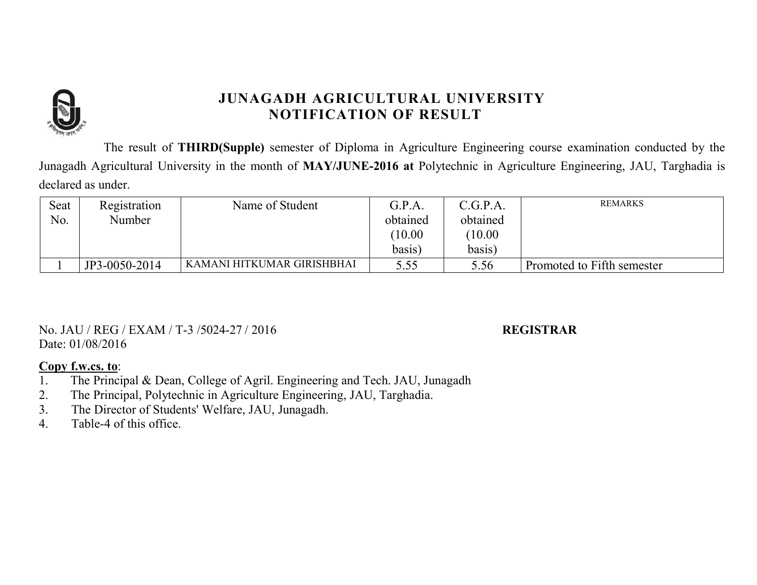# JUNAGADH AGRICULTURAL UNIVERSITY
## NOTIFICATION OF RESULT

The result of **THIRD(Supple)** semester of Diploma in Agriculture Engineering course examination conducted by the Junagadh Agricultural University in the month of **MAY/JUNE-2016 at** Polytechnic in Agriculture Engineering, JAU, Targhadia is declared as under.

| Seat No. | Registration Number | Name of Student | G.P.A. obtained (10.00 basis) | C.G.P.A. obtained (10.00 basis) | REMARKS |
|---|---|---|---|---|---|
| 1 | JP3-0050-2014 | KAMANI HITKUMAR GIRISHBHAI | 5.55 | 5.56 | Promoted to Fifth semester |

No. JAU / REG / EXAM / T-3 /5024-27 / 2016 **REGISTRAR**
Date: 01/08/2016

**Copy f.w.cs. to**:
1. The Principal & Dean, College of Agril. Engineering and Tech. JAU, Junagadh
2. The Principal, Polytechnic in Agriculture Engineering, JAU, Targhadia.
3. The Director of Students' Welfare, JAU, Junagadh.
4. Table-4 of this office.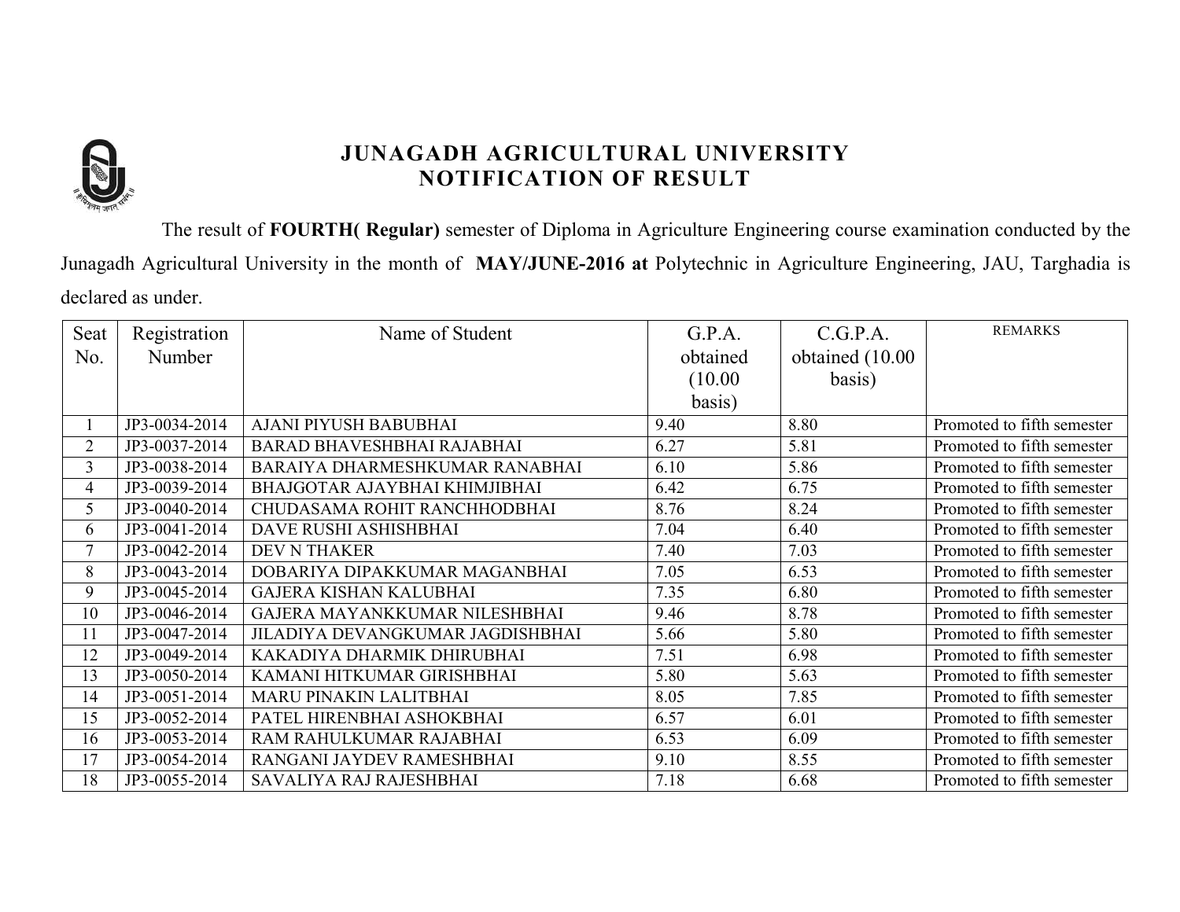# JUNAGADH AGRICULTURAL UNIVERSITY
## NOTIFICATION OF RESULT

The result of **FOURTH( Regular)** semester of Diploma in Agriculture Engineering course examination conducted by the Junagadh Agricultural University in the month of **MAY/JUNE-2016 at** Polytechnic in Agriculture Engineering, JAU, Targhadia is declared as under.

| Seat No. | Registration Number | Name of Student | G.P.A. obtained (10.00 basis) | C.G.P.A. obtained (10.00 basis) | REMARKS |
|---|---|---|---|---|---|
| 1 | JP3-0034-2014 | AJANI PIYUSH BABUBHAI | 9.40 | 8.80 | Promoted to fifth semester |
| 2 | JP3-0037-2014 | BARAD BHAVESHBHAI RAJABHAI | 6.27 | 5.81 | Promoted to fifth semester |
| 3 | JP3-0038-2014 | BARAIYA DHARMESHKUMAR RANABHAI | 6.10 | 5.86 | Promoted to fifth semester |
| 4 | JP3-0039-2014 | BHAJGOTAR AJAYBHAI KHIMJIBHAI | 6.42 | 6.75 | Promoted to fifth semester |
| 5 | JP3-0040-2014 | CHUDASAMA ROHIT RANCHHODBHAI | 8.76 | 8.24 | Promoted to fifth semester |
| 6 | JP3-0041-2014 | DAVE RUSHI ASHISHBHAI | 7.04 | 6.40 | Promoted to fifth semester |
| 7 | JP3-0042-2014 | DEV N THAKER | 7.40 | 7.03 | Promoted to fifth semester |
| 8 | JP3-0043-2014 | DOBARIYA DIPAKKUMAR MAGANBHAI | 7.05 | 6.53 | Promoted to fifth semester |
| 9 | JP3-0045-2014 | GAJERA KISHAN KALUBHAI | 7.35 | 6.80 | Promoted to fifth semester |
| 10 | JP3-0046-2014 | GAJERA MAYANKKUMAR NILESHBHAI | 9.46 | 8.78 | Promoted to fifth semester |
| 11 | JP3-0047-2014 | JILADIYA DEVANGKUMAR JAGDISHBHAI | 5.66 | 5.80 | Promoted to fifth semester |
| 12 | JP3-0049-2014 | KAKADIYA DHARMIK DHIRUBHAI | 7.51 | 6.98 | Promoted to fifth semester |
| 13 | JP3-0050-2014 | KAMANI HITKUMAR GIRISHBHAI | 5.80 | 5.63 | Promoted to fifth semester |
| 14 | JP3-0051-2014 | MARU PINAKIN LALITBHAI | 8.05 | 7.85 | Promoted to fifth semester |
| 15 | JP3-0052-2014 | PATEL HIRENBHAI ASHOKBHAI | 6.57 | 6.01 | Promoted to fifth semester |
| 16 | JP3-0053-2014 | RAM RAHULKUMAR RAJABHAI | 6.53 | 6.09 | Promoted to fifth semester |
| 17 | JP3-0054-2014 | RANGANI JAYDEV RAMESHBHAI | 9.10 | 8.55 | Promoted to fifth semester |
| 18 | JP3-0055-2014 | SAVALIYA RAJ RAJESHBHAI | 7.18 | 6.68 | Promoted to fifth semester |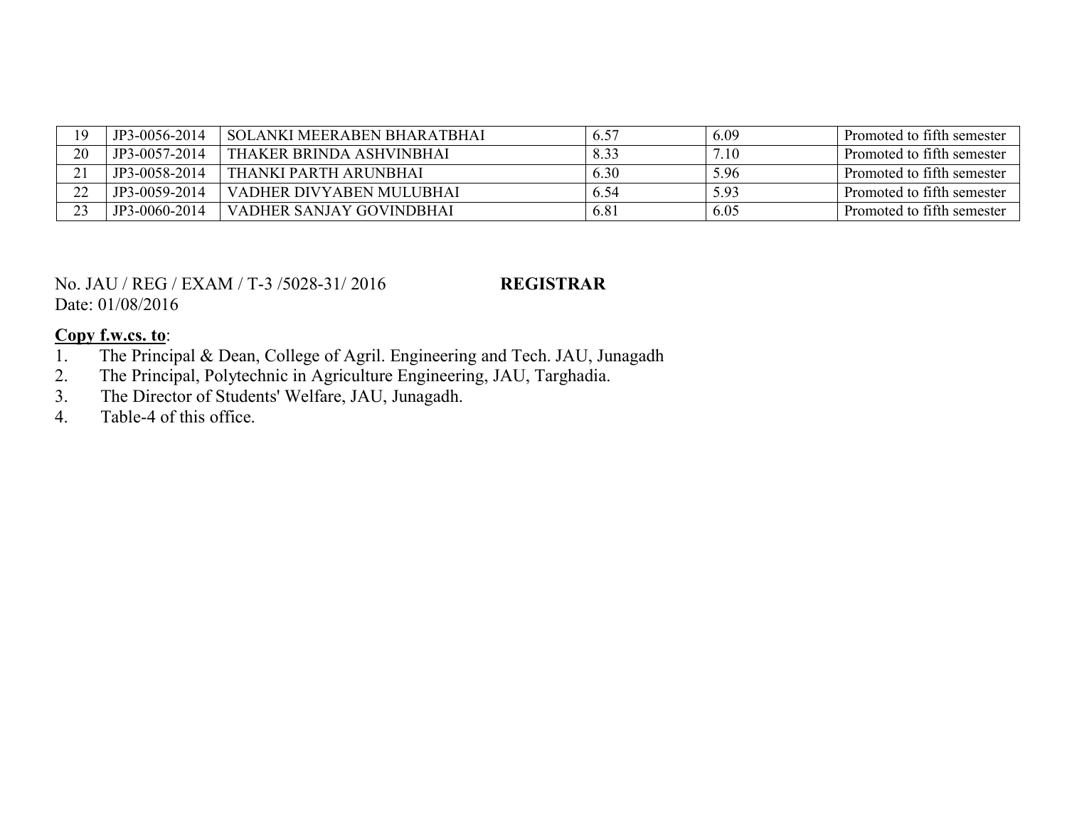| 19 | JP3-0056-2014 | SOLANKI MEERABEN BHARATBHAI | 6.57 | 6.09 | Promoted to fifth semester |
|---|---|---|---|---|---|
| 20 | JP3-0057-2014 | THAKER BRINDA ASHVINBHAI | 8.33 | 7.10 | Promoted to fifth semester |
| 21 | JP3-0058-2014 | THANKI PARTH ARUNBHAI | 6.30 | 5.96 | Promoted to fifth semester |
| 22 | JP3-0059-2014 | VADHER DIVYABEN MULUBHAI | 6.54 | 5.93 | Promoted to fifth semester |
| 23 | JP3-0060-2014 | VADHER SANJAY GOVINDBHAI | 6.81 | 6.05 | Promoted to fifth semester |

No. JAU / REG / EXAM / T-3 /5028-31/ 2016 **REGISTRAR**
Date: 01/08/2016

**Copy f.w.cs. to**:

1. The Principal & Dean, College of Agril. Engineering and Tech. JAU, Junagadh
2. The Principal, Polytechnic in Agriculture Engineering, JAU, Targhadia.
3. The Director of Students' Welfare, JAU, Junagadh.
4. Table-4 of this office.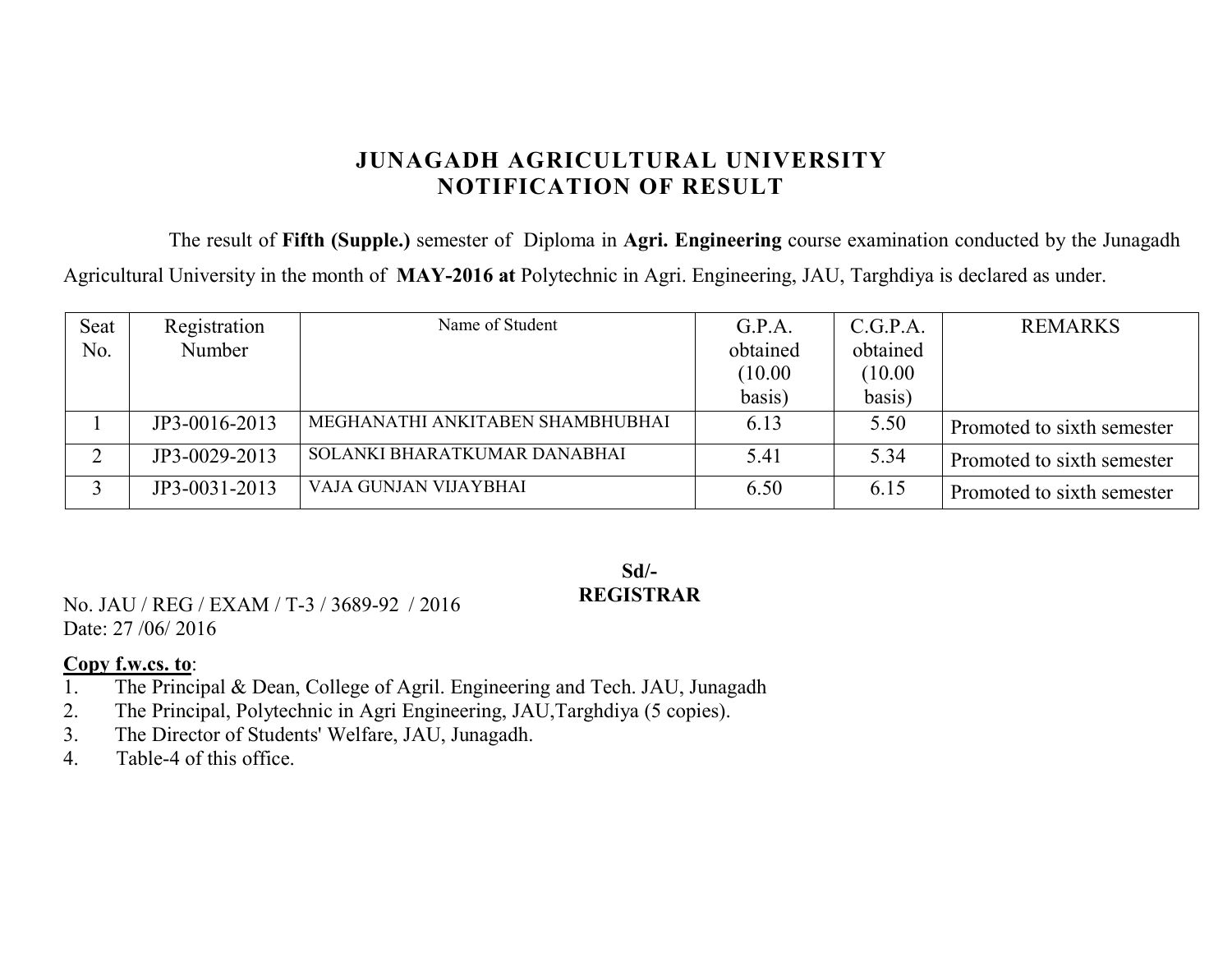# JUNAGADH AGRICULTURAL UNIVERSITY
## NOTIFICATION OF RESULT

The result of **Fifth (Supple.)** semester of Diploma in **Agri. Engineering** course examination conducted by the Junagadh Agricultural University in the month of **MAY-2016 at** Polytechnic in Agri. Engineering, JAU, Targhdiya is declared as under.

| Seat No. | Registration Number | Name of Student | G.P.A. obtained (10.00 basis) | C.G.P.A. obtained (10.00 basis) | REMARKS |
|---|---|---|---|---|---|
| 1 | JP3-0016-2013 | MEGHANATHI ANKITABEN SHAMBHUBHAI | 6.13 | 5.50 | Promoted to sixth semester |
| 2 | JP3-0029-2013 | SOLANKI BHARATKUMAR DANABHAI | 5.41 | 5.34 | Promoted to sixth semester |
| 3 | JP3-0031-2013 | VAJA GUNJAN VIJAYBHAI | 6.50 | 6.15 | Promoted to sixth semester |

**Sd/-**
**REGISTRAR**

No. JAU / REG / EXAM / T-3 / 3689-92 / 2016
Date: 27 /06/ 2016

**Copy f.w.cs. to**:

1. The Principal & Dean, College of Agril. Engineering and Tech. JAU, Junagadh
2. The Principal, Polytechnic in Agri Engineering, JAU,Targhdiya (5 copies).
3. The Director of Students' Welfare, JAU, Junagadh.
4. Table-4 of this office.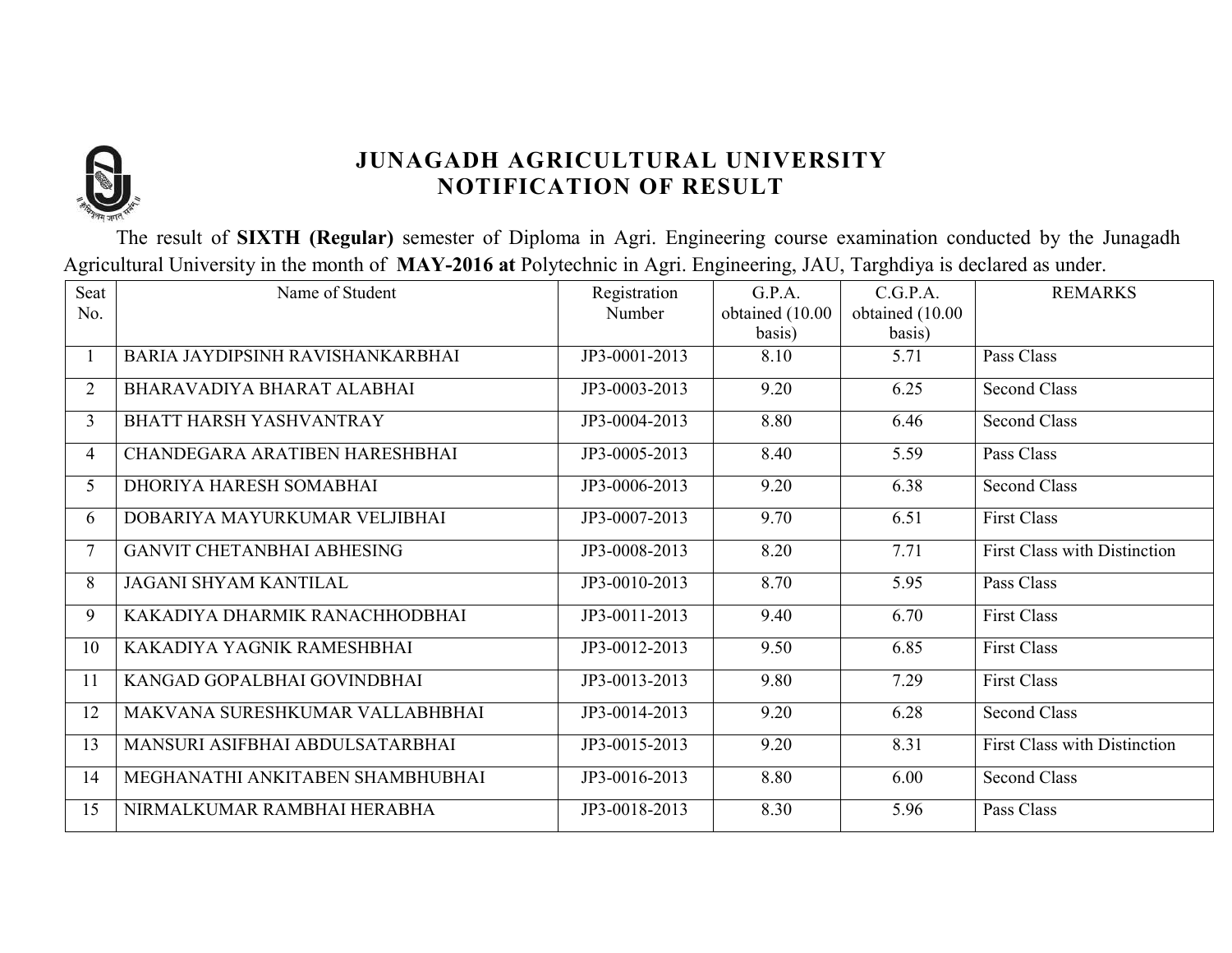# JUNAGADH AGRICULTURAL UNIVERSITY
## NOTIFICATION OF RESULT

The result of **SIXTH (Regular)** semester of Diploma in Agri. Engineering course examination conducted by the Junagadh Agricultural University in the month of **MAY-2016 at** Polytechnic in Agri. Engineering, JAU, Targhdiya is declared as under.

| Seat No. | Name of Student | Registration Number | G.P.A. obtained (10.00 basis) | C.G.P.A. obtained (10.00 basis) | REMARKS |
|---|---|---|---|---|---|
| 1 | BARIA JAYDIPSINH RAVISHANKARBHAI | JP3-0001-2013 | 8.10 | 5.71 | Pass Class |
| 2 | BHARAVADIYA BHARAT ALABHAI | JP3-0003-2013 | 9.20 | 6.25 | Second Class |
| 3 | BHATT HARSH YASHVANTRAY | JP3-0004-2013 | 8.80 | 6.46 | Second Class |
| 4 | CHANDEGARA ARATIBEN HARESHBHAI | JP3-0005-2013 | 8.40 | 5.59 | Pass Class |
| 5 | DHORIYA HARESH SOMABHAI | JP3-0006-2013 | 9.20 | 6.38 | Second Class |
| 6 | DOBARIYA MAYURKUMAR VELJIBHAI | JP3-0007-2013 | 9.70 | 6.51 | First Class |
| 7 | GANVIT CHETANBHAI ABHESING | JP3-0008-2013 | 8.20 | 7.71 | First Class with Distinction |
| 8 | JAGANI SHYAM KANTILAL | JP3-0010-2013 | 8.70 | 5.95 | Pass Class |
| 9 | KAKADIYA DHARMIK RANACHHODBHAI | JP3-0011-2013 | 9.40 | 6.70 | First Class |
| 10 | KAKADIYA YAGNIK RAMESHBHAI | JP3-0012-2013 | 9.50 | 6.85 | First Class |
| 11 | KANGAD GOPALBHAI GOVINDBHAI | JP3-0013-2013 | 9.80 | 7.29 | First Class |
| 12 | MAKVANA SURESHKUMAR VALLABHBHAI | JP3-0014-2013 | 9.20 | 6.28 | Second Class |
| 13 | MANSURI ASIFBHAI ABDULSATARBHAI | JP3-0015-2013 | 9.20 | 8.31 | First Class with Distinction |
| 14 | MEGHANATHI ANKITABEN SHAMBHUBHAI | JP3-0016-2013 | 8.80 | 6.00 | Second Class |
| 15 | NIRMALKUMAR RAMBHAI HERABHA | JP3-0018-2013 | 8.30 | 5.96 | Pass Class |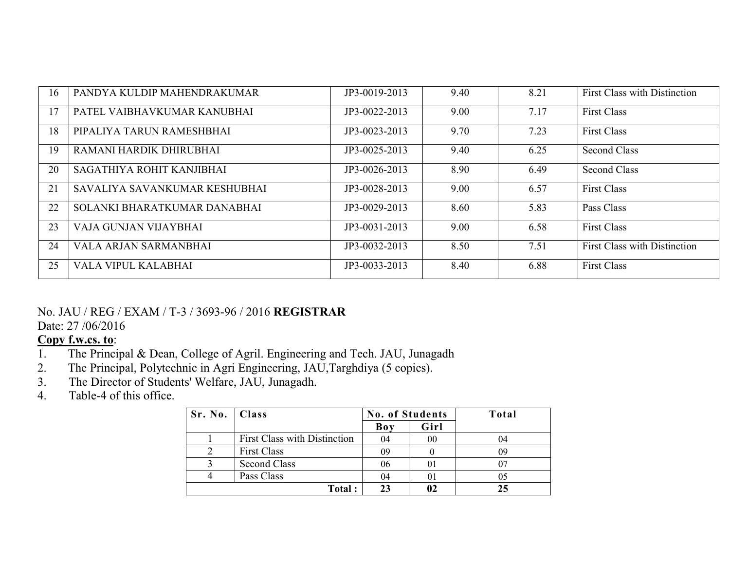| 16 | PANDYA KULDIP MAHENDRAKUMAR | JP3-0019-2013 | 9.40 | 8.21 | First Class with Distinction |
|---|---|---|---|---|---|
| 17 | PATEL VAIBHAVKUMAR KANUBHAI | JP3-0022-2013 | 9.00 | 7.17 | First Class |
| 18 | PIPALIYA TARUN RAMESHBHAI | JP3-0023-2013 | 9.70 | 7.23 | First Class |
| 19 | RAMANI HARDIK DHIRUBHAI | JP3-0025-2013 | 9.40 | 6.25 | Second Class |
| 20 | SAGATHIYA ROHIT KANJIBHAI | JP3-0026-2013 | 8.90 | 6.49 | Second Class |
| 21 | SAVALIYA SAVANKUMAR KESHUBHAI | JP3-0028-2013 | 9.00 | 6.57 | First Class |
| 22 | SOLANKI BHARATKUMAR DANABHAI | JP3-0029-2013 | 8.60 | 5.83 | Pass Class |
| 23 | VAJA GUNJAN VIJAYBHAI | JP3-0031-2013 | 9.00 | 6.58 | First Class |
| 24 | VALA ARJAN SARMANBHAI | JP3-0032-2013 | 8.50 | 7.51 | First Class with Distinction |
| 25 | VALA VIPUL KALABHAI | JP3-0033-2013 | 8.40 | 6.88 | First Class |

No. JAU / REG / EXAM / T-3 / 3693-96 / 2016 **REGISTRAR**
Date: 27 /06/2016

**Copy f.w.cs. to**:

1. The Principal & Dean, College of Agril. Engineering and Tech. JAU, Junagadh
2. The Principal, Polytechnic in Agri Engineering, JAU,Targhdiya (5 copies).
3. The Director of Students' Welfare, JAU, Junagadh.
4. Table-4 of this office.

| Sr. No. | Class | No. of Students | | Total |
|---|---|---|---|---|
| | | Boy | Girl | |
| 1 | First Class with Distinction | 04 | 00 | 04 |
| 2 | First Class | 09 | 0 | 09 |
| 3 | Second Class | 06 | 01 | 07 |
| 4 | Pass Class | 04 | 01 | 05 |
| | **Total :** | **23** | **02** | **25** |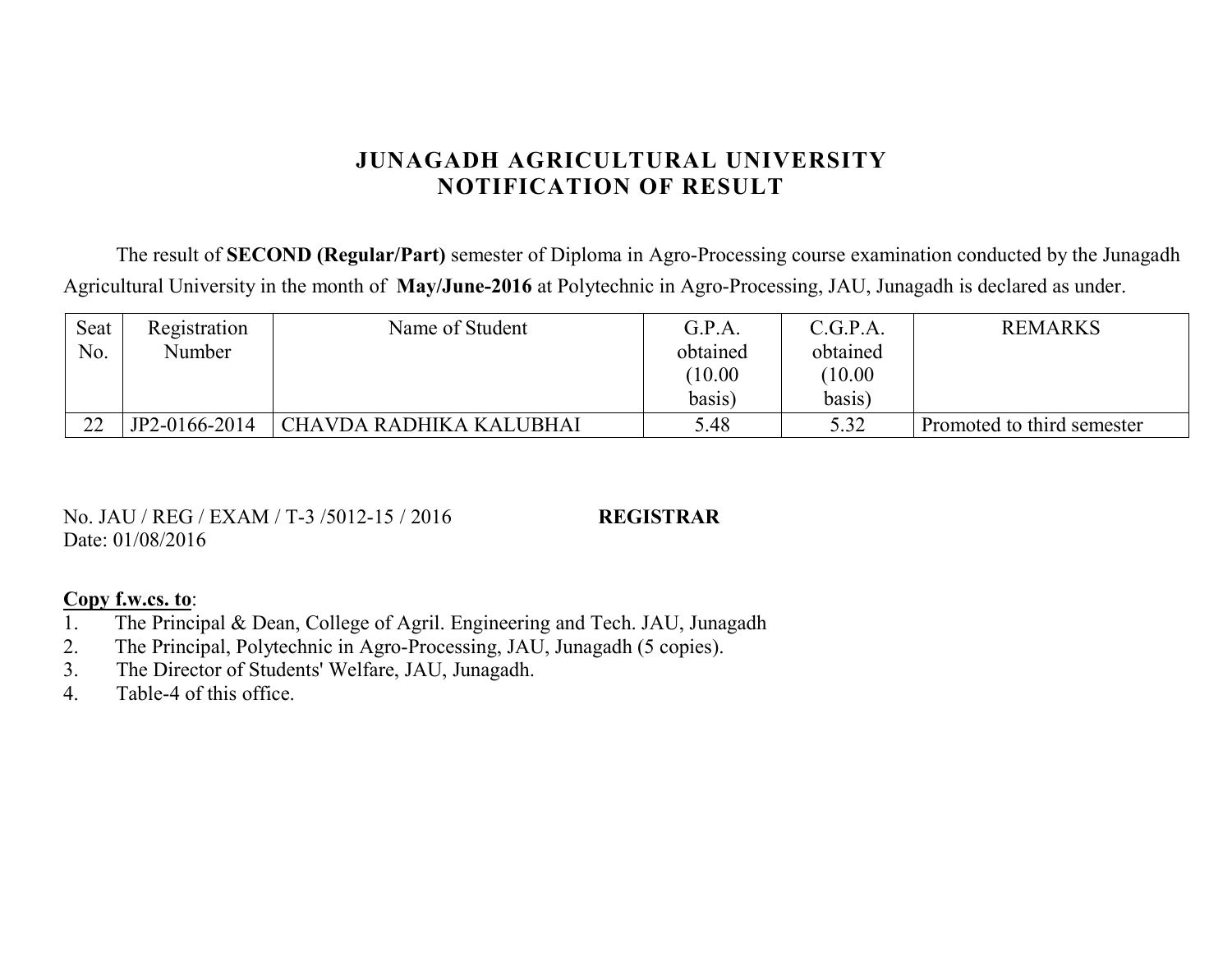# JUNAGADH AGRICULTURAL UNIVERSITY
## NOTIFICATION OF RESULT

The result of **SECOND (Regular/Part)** semester of Diploma in Agro-Processing course examination conducted by the Junagadh Agricultural University in the month of **May/June-2016** at Polytechnic in Agro-Processing, JAU, Junagadh is declared as under.

| Seat No. | Registration Number | Name of Student | G.P.A. obtained (10.00 basis) | C.G.P.A. obtained (10.00 basis) | REMARKS |
|---|---|---|---|---|---|
| 22 | JP2-0166-2014 | CHAVDA RADHIKA KALUBHAI | 5.48 | 5.32 | Promoted to third semester |

No. JAU / REG / EXAM / T-3 /5012-15 / 2016 **REGISTRAR**
Date: 01/08/2016

**Copy f.w.cs. to**:

1. The Principal & Dean, College of Agril. Engineering and Tech. JAU, Junagadh
2. The Principal, Polytechnic in Agro-Processing, JAU, Junagadh (5 copies).
3. The Director of Students' Welfare, JAU, Junagadh.
4. Table-4 of this office.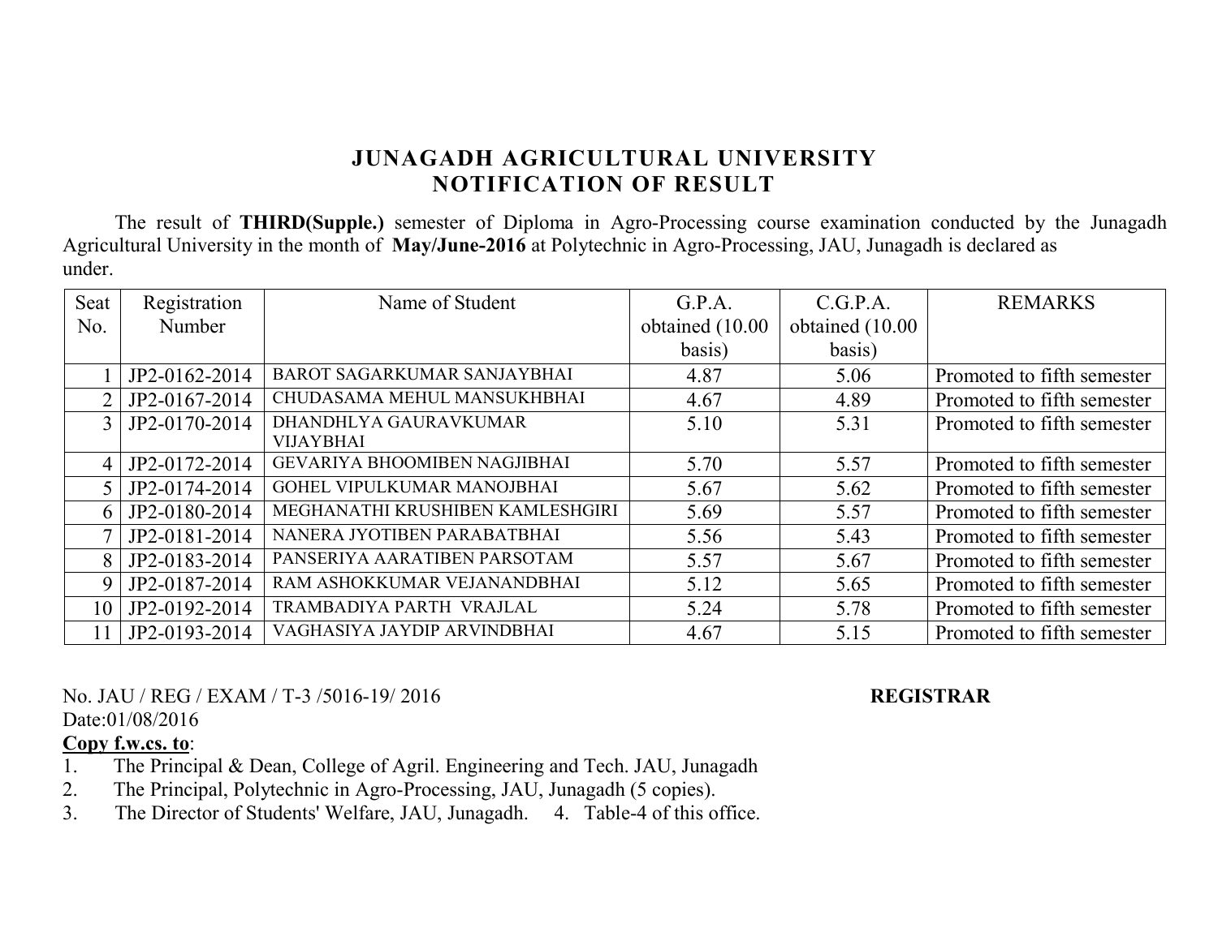# JUNAGADH AGRICULTURAL UNIVERSITY
## NOTIFICATION OF RESULT

The result of **THIRD(Supple.)** semester of Diploma in Agro-Processing course examination conducted by the Junagadh Agricultural University in the month of **May/June-2016** at Polytechnic in Agro-Processing, JAU, Junagadh is declared as under.

| Seat No. | Registration Number | Name of Student | G.P.A. obtained (10.00 basis) | C.G.P.A. obtained (10.00 basis) | REMARKS |
|---|---|---|---|---|---|
| 1 | JP2-0162-2014 | BAROT SAGARKUMAR SANJAYBHAI | 4.87 | 5.06 | Promoted to fifth semester |
| 2 | JP2-0167-2014 | CHUDASAMA MEHUL MANSUKHBHAI | 4.67 | 4.89 | Promoted to fifth semester |
| 3 | JP2-0170-2014 | DHANDHLYA GAURAVKUMAR VIJAYBHAI | 5.10 | 5.31 | Promoted to fifth semester |
| 4 | JP2-0172-2014 | GEVARIYA BHOOMIBEN NAGJIBHAI | 5.70 | 5.57 | Promoted to fifth semester |
| 5 | JP2-0174-2014 | GOHEL VIPULKUMAR MANOJBHAI | 5.67 | 5.62 | Promoted to fifth semester |
| 6 | JP2-0180-2014 | MEGHANATHI KRUSHIBEN KAMLESHGIRI | 5.69 | 5.57 | Promoted to fifth semester |
| 7 | JP2-0181-2014 | NANERA JYOTIBEN PARABATBHAI | 5.56 | 5.43 | Promoted to fifth semester |
| 8 | JP2-0183-2014 | PANSERIYA AARATIBEN PARSOTAM | 5.57 | 5.67 | Promoted to fifth semester |
| 9 | JP2-0187-2014 | RAM ASHOKKUMAR VEJANANDBHAI | 5.12 | 5.65 | Promoted to fifth semester |
| 10 | JP2-0192-2014 | TRAMBADIYA PARTH VRAJLAL | 5.24 | 5.78 | Promoted to fifth semester |
| 11 | JP2-0193-2014 | VAGHASIYA JAYDIP ARVINDBHAI | 4.67 | 5.15 | Promoted to fifth semester |

No. JAU / REG / EXAM / T-3 /5016-19/ 2016

Date:01/08/2016

**REGISTRAR**

**Copy f.w.cs. to**:

1. The Principal & Dean, College of Agril. Engineering and Tech. JAU, Junagadh
2. The Principal, Polytechnic in Agro-Processing, JAU, Junagadh (5 copies).
3. The Director of Students' Welfare, JAU, Junagadh.
4. Table-4 of this office.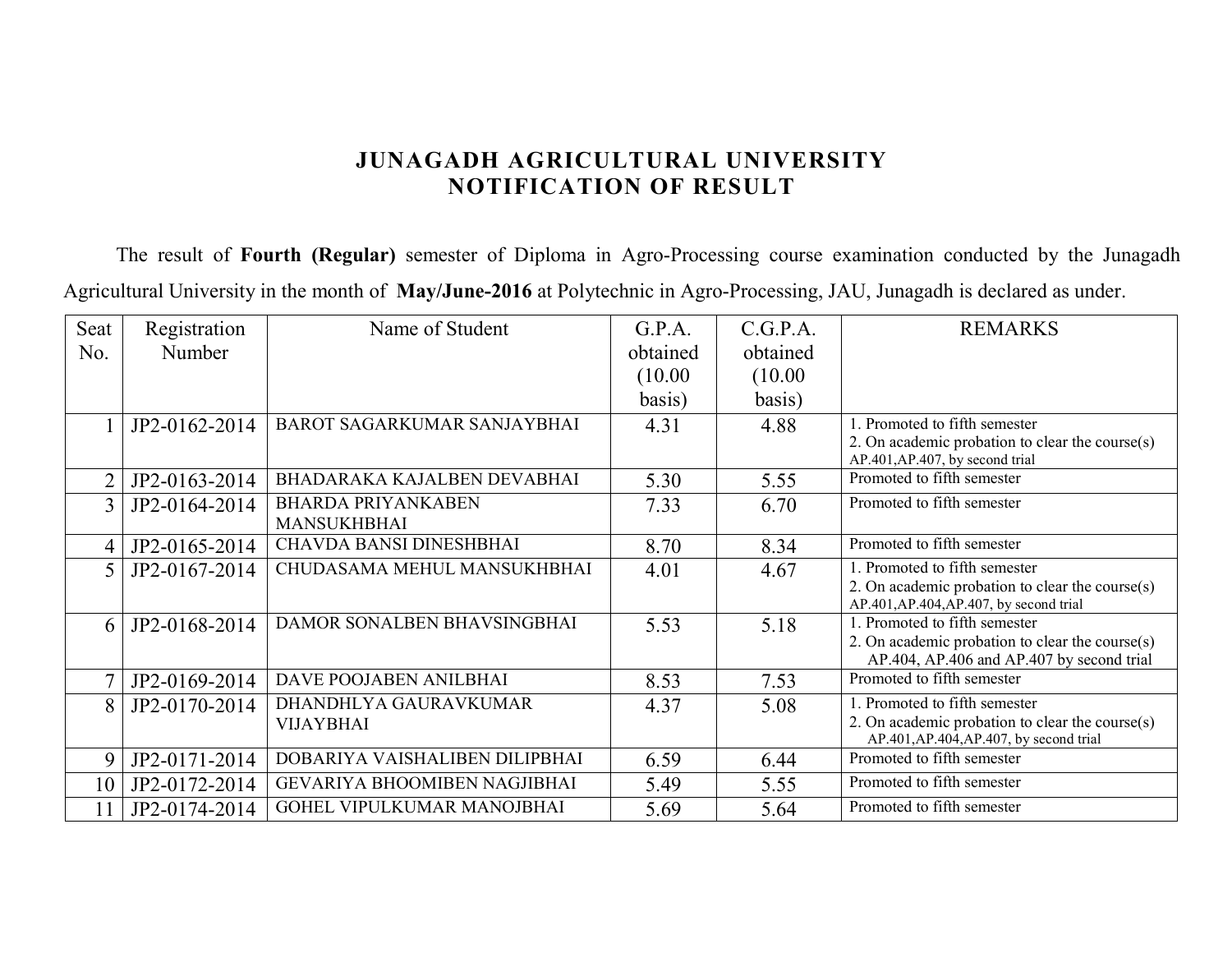# JUNAGADH AGRICULTURAL UNIVERSITY
# NOTIFICATION OF RESULT

The result of **Fourth (Regular)** semester of Diploma in Agro-Processing course examination conducted by the Junagadh Agricultural University in the month of **May/June-2016** at Polytechnic in Agro-Processing, JAU, Junagadh is declared as under.

| Seat No. | Registration Number | Name of Student | G.P.A. obtained (10.00 basis) | C.G.P.A. obtained (10.00 basis) | REMARKS |
|---|---|---|---|---|---|
| 1 | JP2-0162-2014 | BAROT SAGARKUMAR SANJAYBHAI | 4.31 | 4.88 | 1. Promoted to fifth semester<br>2. On academic probation to clear the course(s) AP.401,AP.407, by second trial |
| 2 | JP2-0163-2014 | BHADARAKA KAJALBEN DEVABHAI | 5.30 | 5.55 | Promoted to fifth semester |
| 3 | JP2-0164-2014 | BHARDA PRIYANKABEN MANSUKHBHAI | 7.33 | 6.70 | Promoted to fifth semester |
| 4 | JP2-0165-2014 | CHAVDA BANSI DINESHBHAI | 8.70 | 8.34 | Promoted to fifth semester |
| 5 | JP2-0167-2014 | CHUDASAMA MEHUL MANSUKHBHAI | 4.01 | 4.67 | 1. Promoted to fifth semester<br>2. On academic probation to clear the course(s) AP.401,AP.404,AP.407, by second trial |
| 6 | JP2-0168-2014 | DAMOR SONALBEN BHAVSINGBHAI | 5.53 | 5.18 | 1. Promoted to fifth semester<br>2. On academic probation to clear the course(s) AP.404, AP.406 and AP.407 by second trial |
| 7 | JP2-0169-2014 | DAVE POOJABEN ANILBHAI | 8.53 | 7.53 | Promoted to fifth semester |
| 8 | JP2-0170-2014 | DHANDHLYA GAURAVKUMAR VIJAYBHAI | 4.37 | 5.08 | 1. Promoted to fifth semester<br>2. On academic probation to clear the course(s) AP.401,AP.404,AP.407, by second trial |
| 9 | JP2-0171-2014 | DOBARIYA VAISHALIBEN DILIPBHAI | 6.59 | 6.44 | Promoted to fifth semester |
| 10 | JP2-0172-2014 | GEVARIYA BHOOMIBEN NAGJIBHAI | 5.49 | 5.55 | Promoted to fifth semester |
| 11 | JP2-0174-2014 | GOHEL VIPULKUMAR MANOJBHAI | 5.69 | 5.64 | Promoted to fifth semester |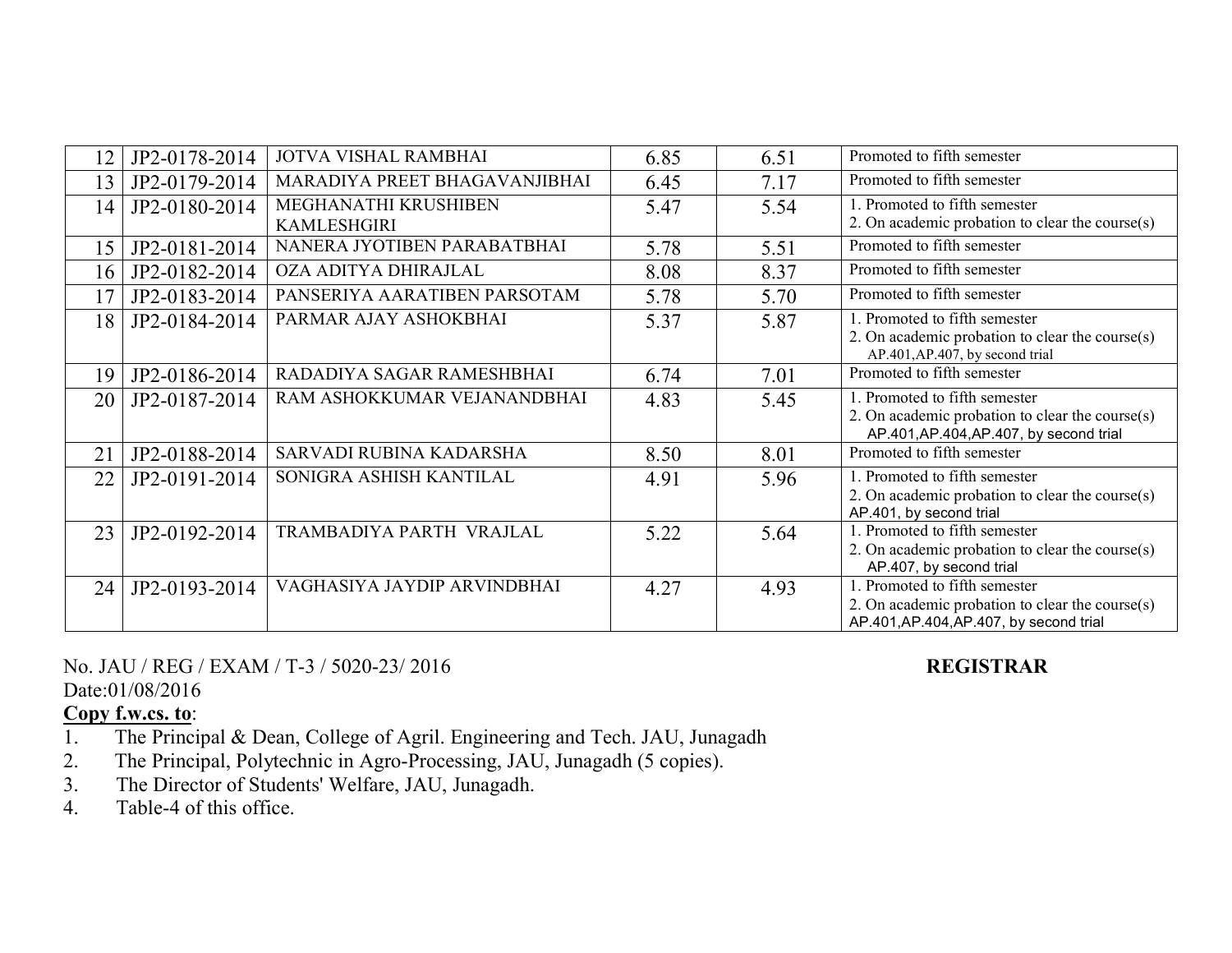| 12 | JP2-0178-2014 | JOTVA VISHAL RAMBHAI | 6.85 | 6.51 | Promoted to fifth semester |
|---|---|---|---|---|---|
| 13 | JP2-0179-2014 | MARADIYA PREET BHAGAVANJIBHAI | 6.45 | 7.17 | Promoted to fifth semester |
| 14 | JP2-0180-2014 | MEGHANATHI KRUSHIBEN KAMLESHGIRI | 5.47 | 5.54 | 1. Promoted to fifth semester<br>2. On academic probation to clear the course(s) |
| 15 | JP2-0181-2014 | NANERA JYOTIBEN PARABATBHAI | 5.78 | 5.51 | Promoted to fifth semester |
| 16 | JP2-0182-2014 | OZA ADITYA DHIRAJLAL | 8.08 | 8.37 | Promoted to fifth semester |
| 17 | JP2-0183-2014 | PANSERIYA AARATIBEN PARSOTAM | 5.78 | 5.70 | Promoted to fifth semester |
| 18 | JP2-0184-2014 | PARMAR AJAY ASHOKBHAI | 5.37 | 5.87 | 1. Promoted to fifth semester<br>2. On academic probation to clear the course(s) AP.401,AP.407, by second trial |
| 19 | JP2-0186-2014 | RADADIYA SAGAR RAMESHBHAI | 6.74 | 7.01 | Promoted to fifth semester |
| 20 | JP2-0187-2014 | RAM ASHOKKUMAR VEJANANDBHAI | 4.83 | 5.45 | 1. Promoted to fifth semester<br>2. On academic probation to clear the course(s) AP.401,AP.404,AP.407, by second trial |
| 21 | JP2-0188-2014 | SARVADI RUBINA KADARSHA | 8.50 | 8.01 | Promoted to fifth semester |
| 22 | JP2-0191-2014 | SONIGRA ASHISH KANTILAL | 4.91 | 5.96 | 1. Promoted to fifth semester<br>2. On academic probation to clear the course(s) AP.401, by second trial |
| 23 | JP2-0192-2014 | TRAMBADIYA PARTH VRAJLAL | 5.22 | 5.64 | 1. Promoted to fifth semester<br>2. On academic probation to clear the course(s) AP.407, by second trial |
| 24 | JP2-0193-2014 | VAGHASIYA JAYDIP ARVINDBHAI | 4.27 | 4.93 | 1. Promoted to fifth semester<br>2. On academic probation to clear the course(s) AP.401,AP.404,AP.407, by second trial |

No. JAU / REG / EXAM / T-3 / 5020-23/ 2016

Date:01/08/2016

**REGISTRAR**

**Copy f.w.cs. to**:

1. The Principal & Dean, College of Agril. Engineering and Tech. JAU, Junagadh
2. The Principal, Polytechnic in Agro-Processing, JAU, Junagadh (5 copies).
3. The Director of Students' Welfare, JAU, Junagadh.
4. Table-4 of this office.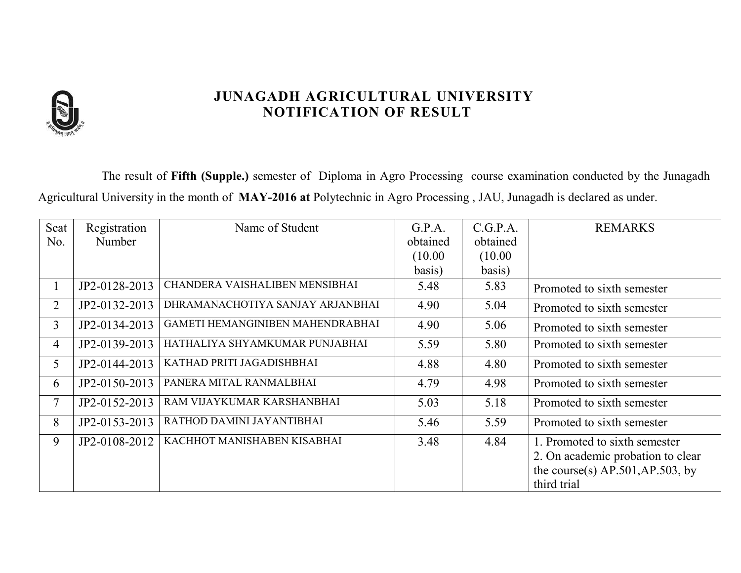# JUNAGADH AGRICULTURAL UNIVERSITY
## NOTIFICATION OF RESULT

The result of **Fifth (Supple.)** semester of Diploma in Agro Processing course examination conducted by the Junagadh Agricultural University in the month of **MAY-2016 at** Polytechnic in Agro Processing , JAU, Junagadh is declared as under.

| Seat No. | Registration Number | Name of Student | G.P.A. obtained (10.00 basis) | C.G.P.A. obtained (10.00 basis) | REMARKS |
|---|---|---|---|---|---|
| 1 | JP2-0128-2013 | CHANDERA VAISHALIBEN MENSIBHAI | 5.48 | 5.83 | Promoted to sixth semester |
| 2 | JP2-0132-2013 | DHRAMANACHOTIYA SANJAY ARJANBHAI | 4.90 | 5.04 | Promoted to sixth semester |
| 3 | JP2-0134-2013 | GAMETI HEMANGINIBEN MAHENDRABHAI | 4.90 | 5.06 | Promoted to sixth semester |
| 4 | JP2-0139-2013 | HATHALIYA SHYAMKUMAR PUNJABHAI | 5.59 | 5.80 | Promoted to sixth semester |
| 5 | JP2-0144-2013 | KATHAD PRITI JAGADISHBHAI | 4.88 | 4.80 | Promoted to sixth semester |
| 6 | JP2-0150-2013 | PANERA MITAL RANMALBHAI | 4.79 | 4.98 | Promoted to sixth semester |
| 7 | JP2-0152-2013 | RAM VIJAYKUMAR KARSHANBHAI | 5.03 | 5.18 | Promoted to sixth semester |
| 8 | JP2-0153-2013 | RATHOD DAMINI JAYANTIBHAI | 5.46 | 5.59 | Promoted to sixth semester |
| 9 | JP2-0108-2012 | KACHHOT MANISHABEN KISABHAI | 3.48 | 4.84 | 1. Promoted to sixth semester 2. On academic probation to clear the course(s) AP.501,AP.503, by third trial |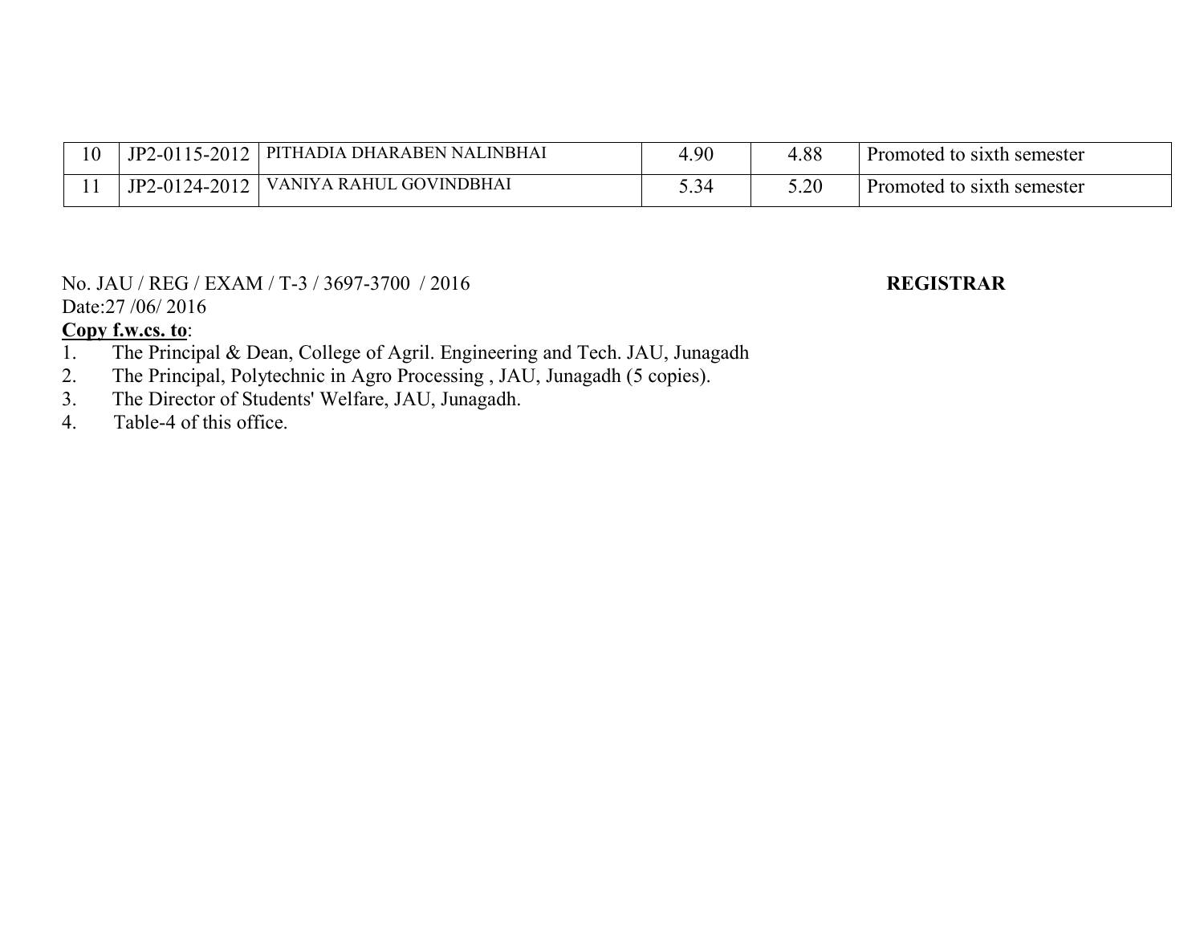| | | | | | |
|---|---|---|---|---|---|
| 10 | JP2-0115-2012 | PITHADIA DHARABEN NALINBHAI | 4.90 | 4.88 | Promoted to sixth semester |
| 11 | JP2-0124-2012 | VANIYA RAHUL GOVINDBHAI | 5.34 | 5.20 | Promoted to sixth semester |

No. JAU / REG / EXAM / T-3 / 3697-3700 / 2016

Date:27 /06/ 2016

**REGISTRAR**

**Copy f.w.cs. to**:

1. The Principal & Dean, College of Agril. Engineering and Tech. JAU, Junagadh
2. The Principal, Polytechnic in Agro Processing , JAU, Junagadh (5 copies).
3. The Director of Students' Welfare, JAU, Junagadh.
4. Table-4 of this office.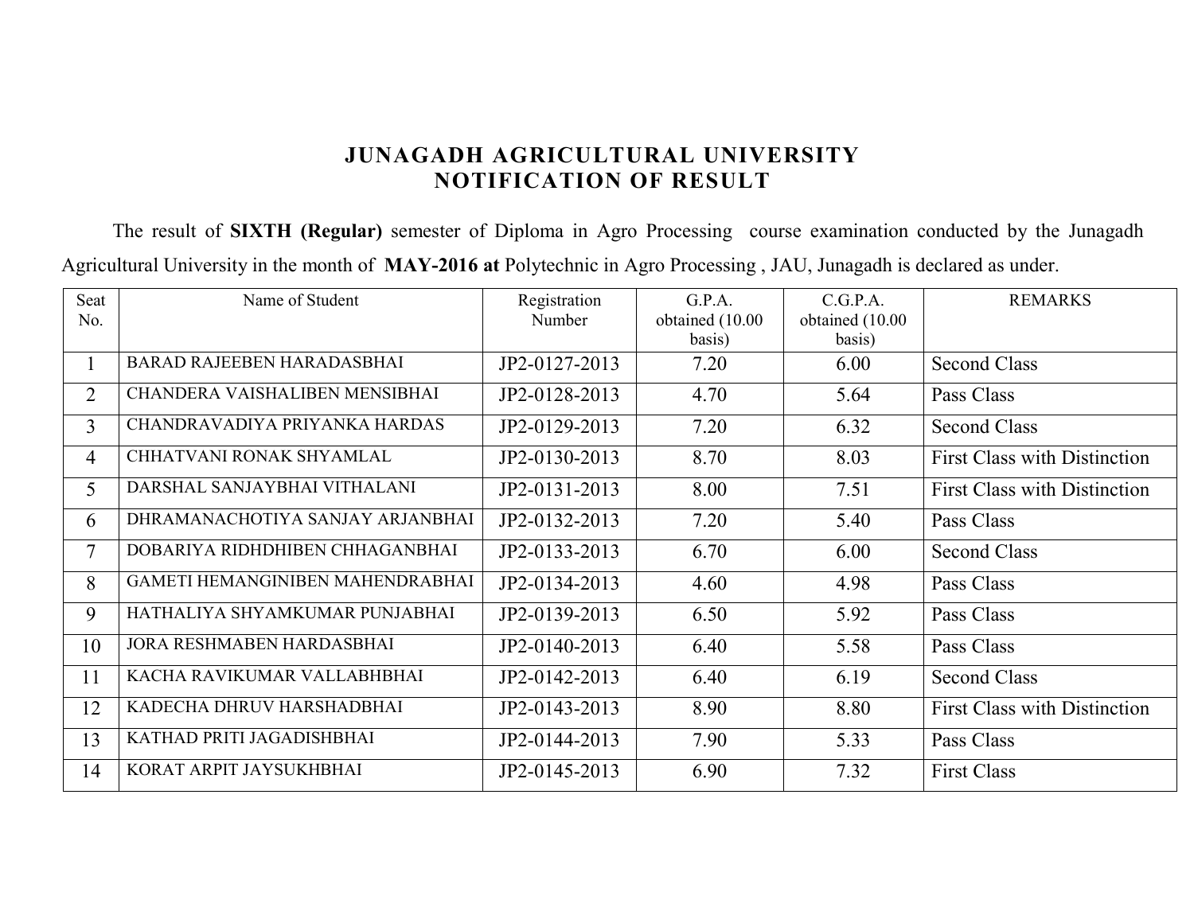# JUNAGADH AGRICULTURAL UNIVERSITY
## NOTIFICATION OF RESULT

The result of **SIXTH (Regular)** semester of Diploma in Agro Processing course examination conducted by the Junagadh Agricultural University in the month of **MAY-2016 at** Polytechnic in Agro Processing , JAU, Junagadh is declared as under.

| Seat No. | Name of Student | Registration Number | G.P.A. obtained (10.00 basis) | C.G.P.A. obtained (10.00 basis) | REMARKS |
|---|---|---|---|---|---|
| 1 | BARAD RAJEEBEN HARADASBHAI | JP2-0127-2013 | 7.20 | 6.00 | Second Class |
| 2 | CHANDERA VAISHALIBEN MENSIBHAI | JP2-0128-2013 | 4.70 | 5.64 | Pass Class |
| 3 | CHANDRAVADIYA PRIYANKA HARDAS | JP2-0129-2013 | 7.20 | 6.32 | Second Class |
| 4 | CHHATVANI RONAK SHYAMLAL | JP2-0130-2013 | 8.70 | 8.03 | First Class with Distinction |
| 5 | DARSHAL SANJAYBHAI VITHALANI | JP2-0131-2013 | 8.00 | 7.51 | First Class with Distinction |
| 6 | DHRAMANACHOTIYA SANJAY ARJANBHAI | JP2-0132-2013 | 7.20 | 5.40 | Pass Class |
| 7 | DOBARIYA RIDHDHIBEN CHHAGANBHAI | JP2-0133-2013 | 6.70 | 6.00 | Second Class |
| 8 | GAMETI HEMANGINIBEN MAHENDRABHAI | JP2-0134-2013 | 4.60 | 4.98 | Pass Class |
| 9 | HATHALIYA SHYAMKUMAR PUNJABHAI | JP2-0139-2013 | 6.50 | 5.92 | Pass Class |
| 10 | JORA RESHMABEN HARDASBHAI | JP2-0140-2013 | 6.40 | 5.58 | Pass Class |
| 11 | KACHA RAVIKUMAR VALLABHBHAI | JP2-0142-2013 | 6.40 | 6.19 | Second Class |
| 12 | KADECHA DHRUV HARSHADBHAI | JP2-0143-2013 | 8.90 | 8.80 | First Class with Distinction |
| 13 | KATHAD PRITI JAGADISHBHAI | JP2-0144-2013 | 7.90 | 5.33 | Pass Class |
| 14 | KORAT ARPIT JAYSUKHBHAI | JP2-0145-2013 | 6.90 | 7.32 | First Class |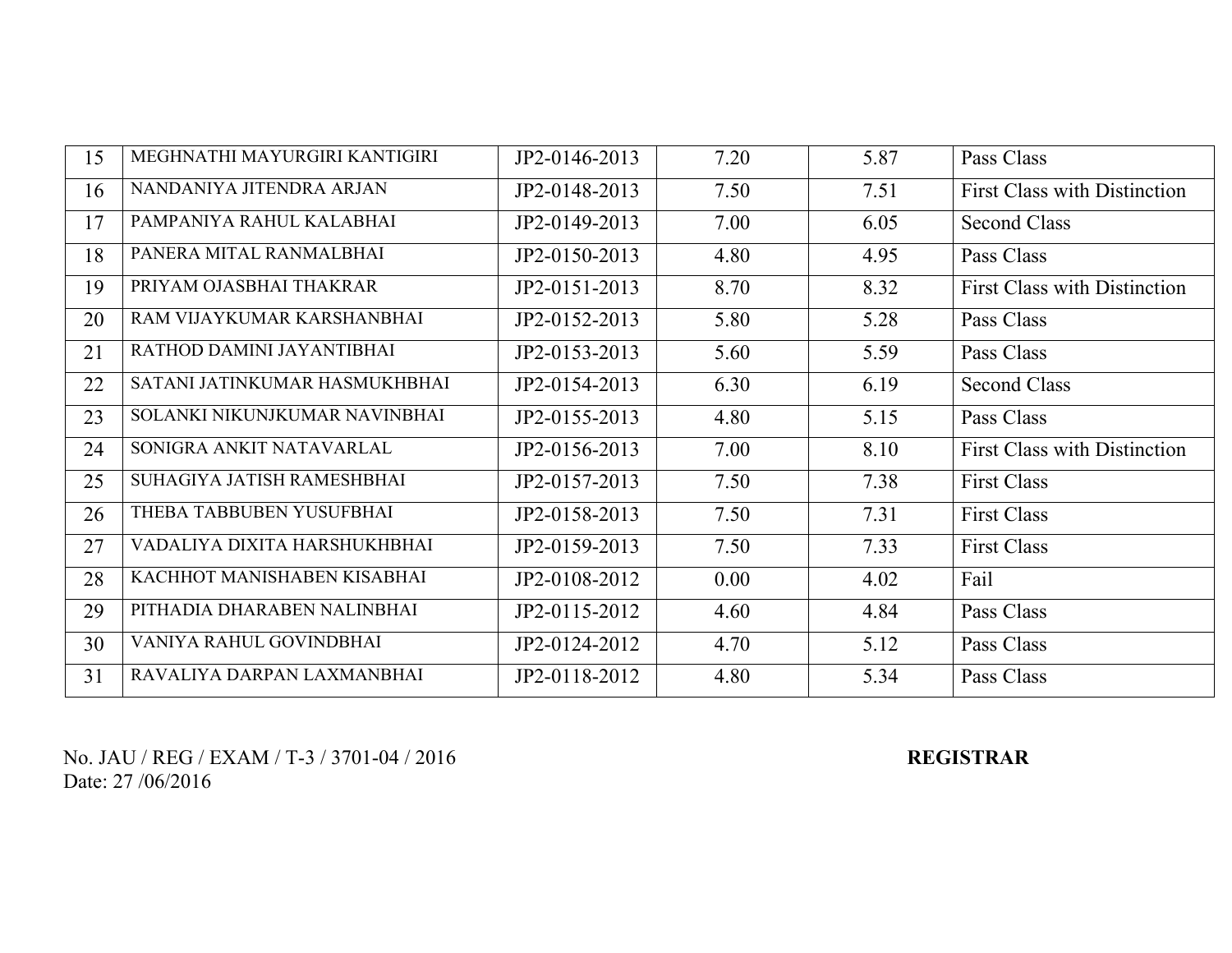| 15 | MEGHNATHI MAYURGIRI KANTIGIRI | JP2-0146-2013 | 7.20 | 5.87 | Pass Class |
|---|---|---|---|---|---|
| 16 | NANDANIYA JITENDRA ARJAN | JP2-0148-2013 | 7.50 | 7.51 | First Class with Distinction |
| 17 | PAMPANIYA RAHUL KALABHAI | JP2-0149-2013 | 7.00 | 6.05 | Second Class |
| 18 | PANERA MITAL RANMALBHAI | JP2-0150-2013 | 4.80 | 4.95 | Pass Class |
| 19 | PRIYAM OJASBHAI THAKRAR | JP2-0151-2013 | 8.70 | 8.32 | First Class with Distinction |
| 20 | RAM VIJAYKUMAR KARSHANBHAI | JP2-0152-2013 | 5.80 | 5.28 | Pass Class |
| 21 | RATHOD DAMINI JAYANTIBHAI | JP2-0153-2013 | 5.60 | 5.59 | Pass Class |
| 22 | SATANI JATINKUMAR HASMUKHBHAI | JP2-0154-2013 | 6.30 | 6.19 | Second Class |
| 23 | SOLANKI NIKUNJKUMAR NAVINBHAI | JP2-0155-2013 | 4.80 | 5.15 | Pass Class |
| 24 | SONIGRA ANKIT NATAVARLAL | JP2-0156-2013 | 7.00 | 8.10 | First Class with Distinction |
| 25 | SUHAGIYA JATISH RAMESHBHAI | JP2-0157-2013 | 7.50 | 7.38 | First Class |
| 26 | THEBA TABBUBEN YUSUFBHAI | JP2-0158-2013 | 7.50 | 7.31 | First Class |
| 27 | VADALIYA DIXITA HARSHUKHBHAI | JP2-0159-2013 | 7.50 | 7.33 | First Class |
| 28 | KACHHOT MANISHABEN KISABHAI | JP2-0108-2012 | 0.00 | 4.02 | Fail |
| 29 | PITHADIA DHARABEN NALINBHAI | JP2-0115-2012 | 4.60 | 4.84 | Pass Class |
| 30 | VANIYA RAHUL GOVINDBHAI | JP2-0124-2012 | 4.70 | 5.12 | Pass Class |
| 31 | RAVALIYA DARPAN LAXMANBHAI | JP2-0118-2012 | 4.80 | 5.34 | Pass Class |

No. JAU / REG / EXAM / T-3 / 3701-04 / 2016
Date: 27 /06/2016

**REGISTRAR**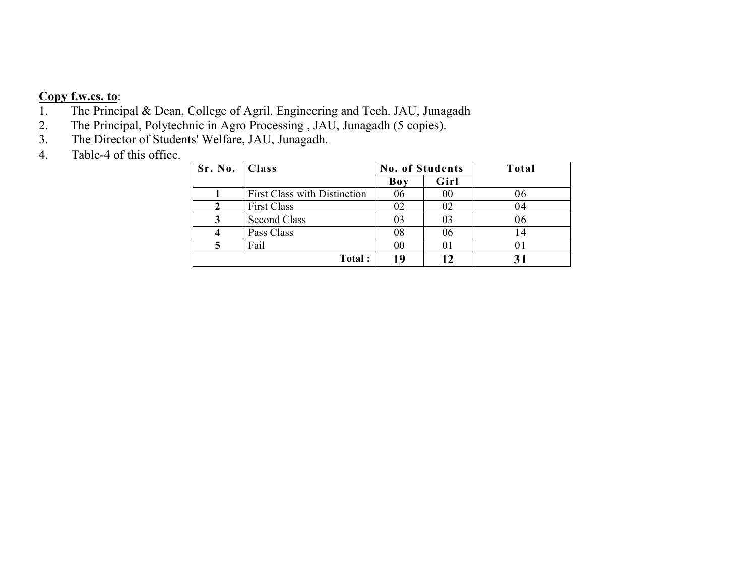**Copy f.w.cs. to**:

1. The Principal & Dean, College of Agril. Engineering and Tech. JAU, Junagadh
2. The Principal, Polytechnic in Agro Processing , JAU, Junagadh (5 copies).
3. The Director of Students' Welfare, JAU, Junagadh.
4. Table-4 of this office.

| Sr. No. | Class | No. of Students | | Total |
|---|---|---|---|---|
| | | Boy | Girl | |
| **1** | First Class with Distinction | 06 | 00 | 06 |
| **2** | First Class | 02 | 02 | 04 |
| **3** | Second Class | 03 | 03 | 06 |
| **4** | Pass Class | 08 | 06 | 14 |
| **5** | Fail | 00 | 01 | 01 |
| | **Total :** | **19** | **12** | **31** |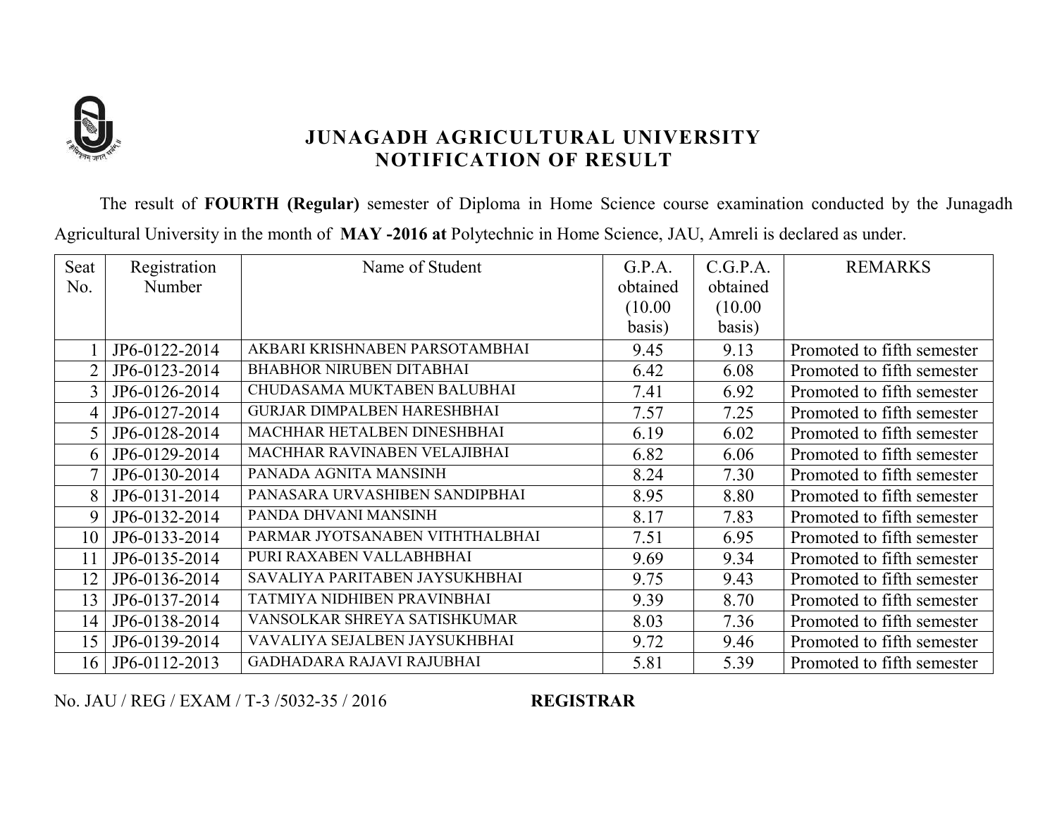# JUNAGADH AGRICULTURAL UNIVERSITY
## NOTIFICATION OF RESULT

The result of **FOURTH (Regular)** semester of Diploma in Home Science course examination conducted by the Junagadh Agricultural University in the month of **MAY -2016 at** Polytechnic in Home Science, JAU, Amreli is declared as under.

| Seat No. | Registration Number | Name of Student | G.P.A. obtained (10.00 basis) | C.G.P.A. obtained (10.00 basis) | REMARKS |
|---|---|---|---|---|---|
| 1 | JP6-0122-2014 | AKBARI KRISHNABEN PARSOTAMBHAI | 9.45 | 9.13 | Promoted to fifth semester |
| 2 | JP6-0123-2014 | BHABHOR NIRUBEN DITABHAI | 6.42 | 6.08 | Promoted to fifth semester |
| 3 | JP6-0126-2014 | CHUDASAMA MUKTABEN BALUBHAI | 7.41 | 6.92 | Promoted to fifth semester |
| 4 | JP6-0127-2014 | GURJAR DIMPALBEN HARESHBHAI | 7.57 | 7.25 | Promoted to fifth semester |
| 5 | JP6-0128-2014 | MACHHAR HETALBEN DINESHBHAI | 6.19 | 6.02 | Promoted to fifth semester |
| 6 | JP6-0129-2014 | MACHHAR RAVINABEN VELAJIBHAI | 6.82 | 6.06 | Promoted to fifth semester |
| 7 | JP6-0130-2014 | PANADA AGNITA MANSINH | 8.24 | 7.30 | Promoted to fifth semester |
| 8 | JP6-0131-2014 | PANASARA URVASHIBEN SANDIPBHAI | 8.95 | 8.80 | Promoted to fifth semester |
| 9 | JP6-0132-2014 | PANDA DHVANI MANSINH | 8.17 | 7.83 | Promoted to fifth semester |
| 10 | JP6-0133-2014 | PARMAR JYOTSANABEN VITHTHALBHAI | 7.51 | 6.95 | Promoted to fifth semester |
| 11 | JP6-0135-2014 | PURI RAXABEN VALLABHBHAI | 9.69 | 9.34 | Promoted to fifth semester |
| 12 | JP6-0136-2014 | SAVALIYA PARITABEN JAYSUKHBHAI | 9.75 | 9.43 | Promoted to fifth semester |
| 13 | JP6-0137-2014 | TATMIYA NIDHIBEN PRAVINBHAI | 9.39 | 8.70 | Promoted to fifth semester |
| 14 | JP6-0138-2014 | VANSOLKAR SHREYA SATISHKUMAR | 8.03 | 7.36 | Promoted to fifth semester |
| 15 | JP6-0139-2014 | VAVALIYA SEJALBEN JAYSUKHBHAI | 9.72 | 9.46 | Promoted to fifth semester |
| 16 | JP6-0112-2013 | GADHADARA RAJAVI RAJUBHAI | 5.81 | 5.39 | Promoted to fifth semester |

No. JAU / REG / EXAM / T-3 /5032-35 / 2016 **REGISTRAR**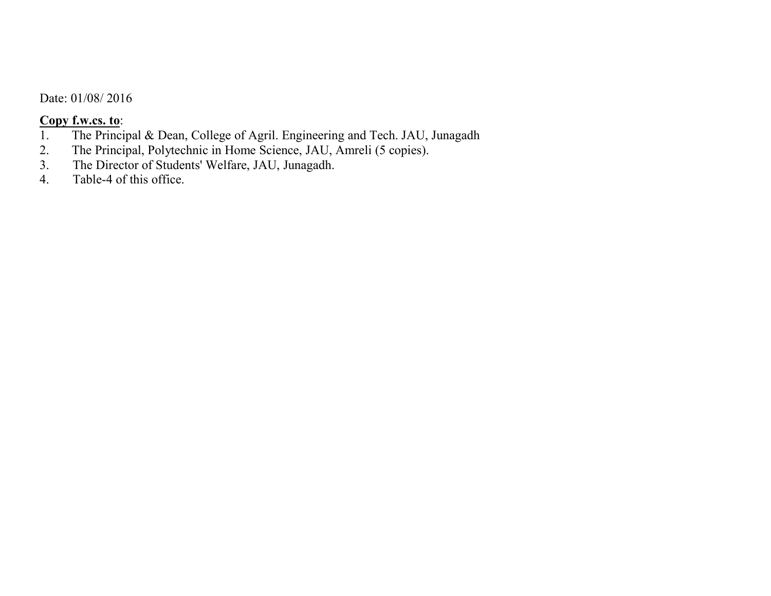Date: 01/08/ 2016

**<u>Copy f.w.cs. to</u>**:

1. The Principal & Dean, College of Agril. Engineering and Tech. JAU, Junagadh
2. The Principal, Polytechnic in Home Science, JAU, Amreli (5 copies).
3. The Director of Students' Welfare, JAU, Junagadh.
4. Table-4 of this office.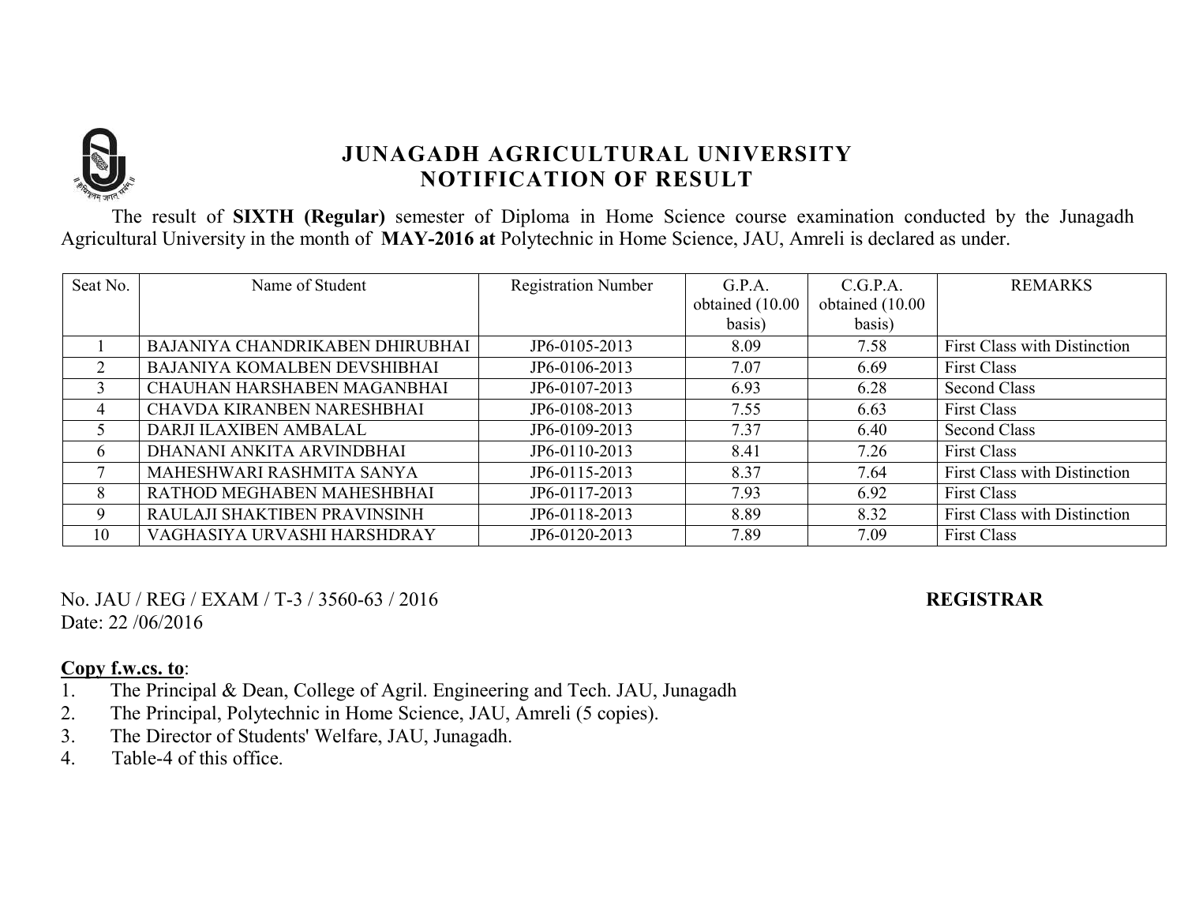# JUNAGADH AGRICULTURAL UNIVERSITY
## NOTIFICATION OF RESULT

The result of **SIXTH (Regular)** semester of Diploma in Home Science course examination conducted by the Junagadh Agricultural University in the month of **MAY-2016 at** Polytechnic in Home Science, JAU, Amreli is declared as under.

| Seat No. | Name of Student | Registration Number | G.P.A. obtained (10.00 basis) | C.G.P.A. obtained (10.00 basis) | REMARKS |
|---|---|---|---|---|---|
| 1 | BAJANIYA CHANDRIKABEN DHIRUBHAI | JP6-0105-2013 | 8.09 | 7.58 | First Class with Distinction |
| 2 | BAJANIYA KOMALBEN DEVSHIBHAI | JP6-0106-2013 | 7.07 | 6.69 | First Class |
| 3 | CHAUHAN HARSHABEN MAGANBHAI | JP6-0107-2013 | 6.93 | 6.28 | Second Class |
| 4 | CHAVDA KIRANBEN NARESHBHAI | JP6-0108-2013 | 7.55 | 6.63 | First Class |
| 5 | DARJI ILAXIBEN AMBALAL | JP6-0109-2013 | 7.37 | 6.40 | Second Class |
| 6 | DHANANI ANKITA ARVINDBHAI | JP6-0110-2013 | 8.41 | 7.26 | First Class |
| 7 | MAHESHWARI RASHMITA SANYA | JP6-0115-2013 | 8.37 | 7.64 | First Class with Distinction |
| 8 | RATHOD MEGHABEN MAHESHBHAI | JP6-0117-2013 | 7.93 | 6.92 | First Class |
| 9 | RAULAJI SHAKTIBEN PRAVINSINH | JP6-0118-2013 | 8.89 | 8.32 | First Class with Distinction |
| 10 | VAGHASIYA URVASHI HARSHDRAY | JP6-0120-2013 | 7.89 | 7.09 | First Class |

No. JAU / REG / EXAM / T-3 / 3560-63 / 2016
Date: 22 /06/2016

**REGISTRAR**

**Copy f.w.cs. to**:

1. The Principal & Dean, College of Agril. Engineering and Tech. JAU, Junagadh
2. The Principal, Polytechnic in Home Science, JAU, Amreli (5 copies).
3. The Director of Students' Welfare, JAU, Junagadh.
4. Table-4 of this office.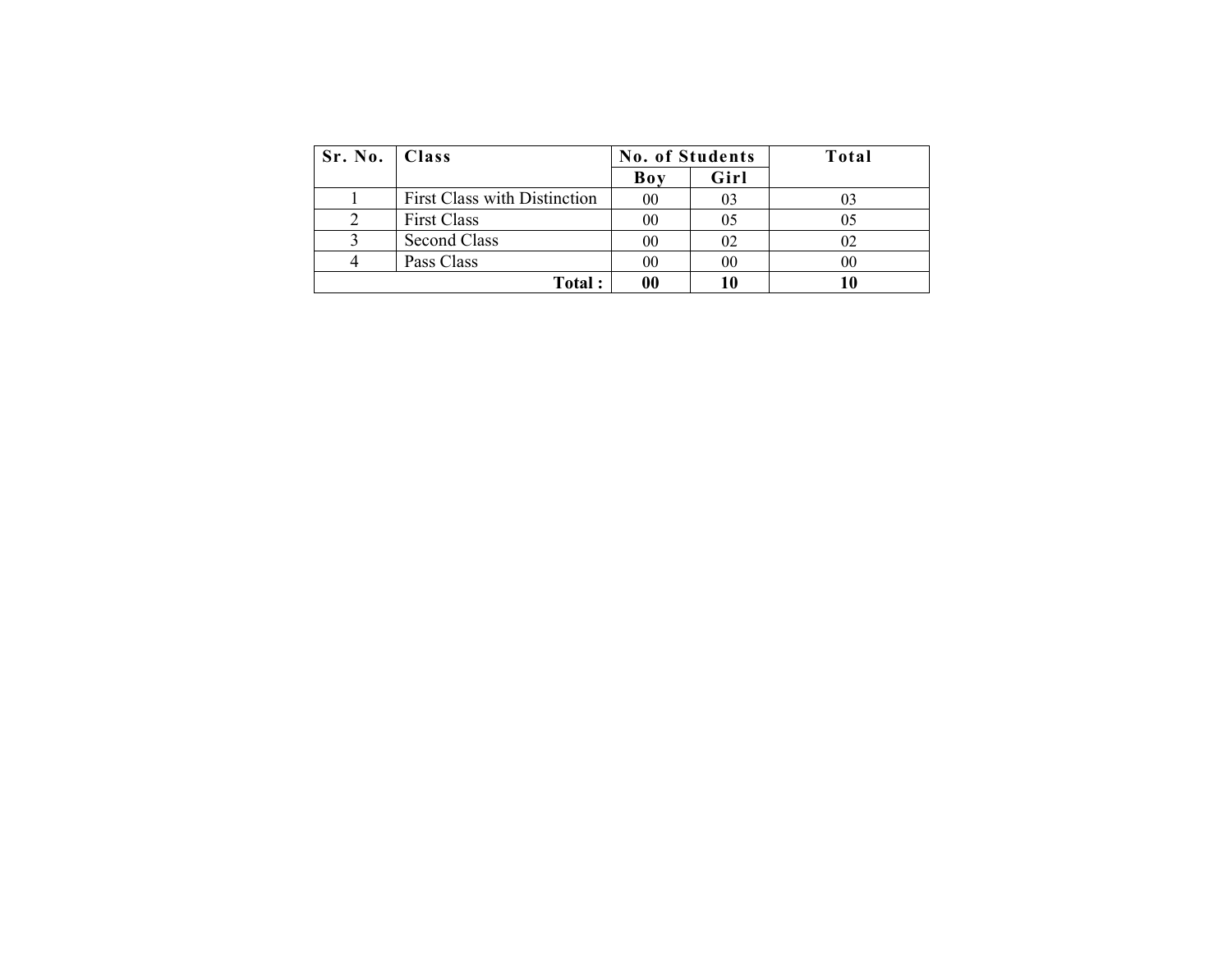| Sr. No. | Class | No. of Students | | Total |
|---|---|---|---|---|
| | | Boy | Girl | |
| 1 | First Class with Distinction | 00 | 03 | 03 |
| 2 | First Class | 00 | 05 | 05 |
| 3 | Second Class | 00 | 02 | 02 |
| 4 | Pass Class | 00 | 00 | 00 |
| | **Total :** | **00** | **10** | **10** |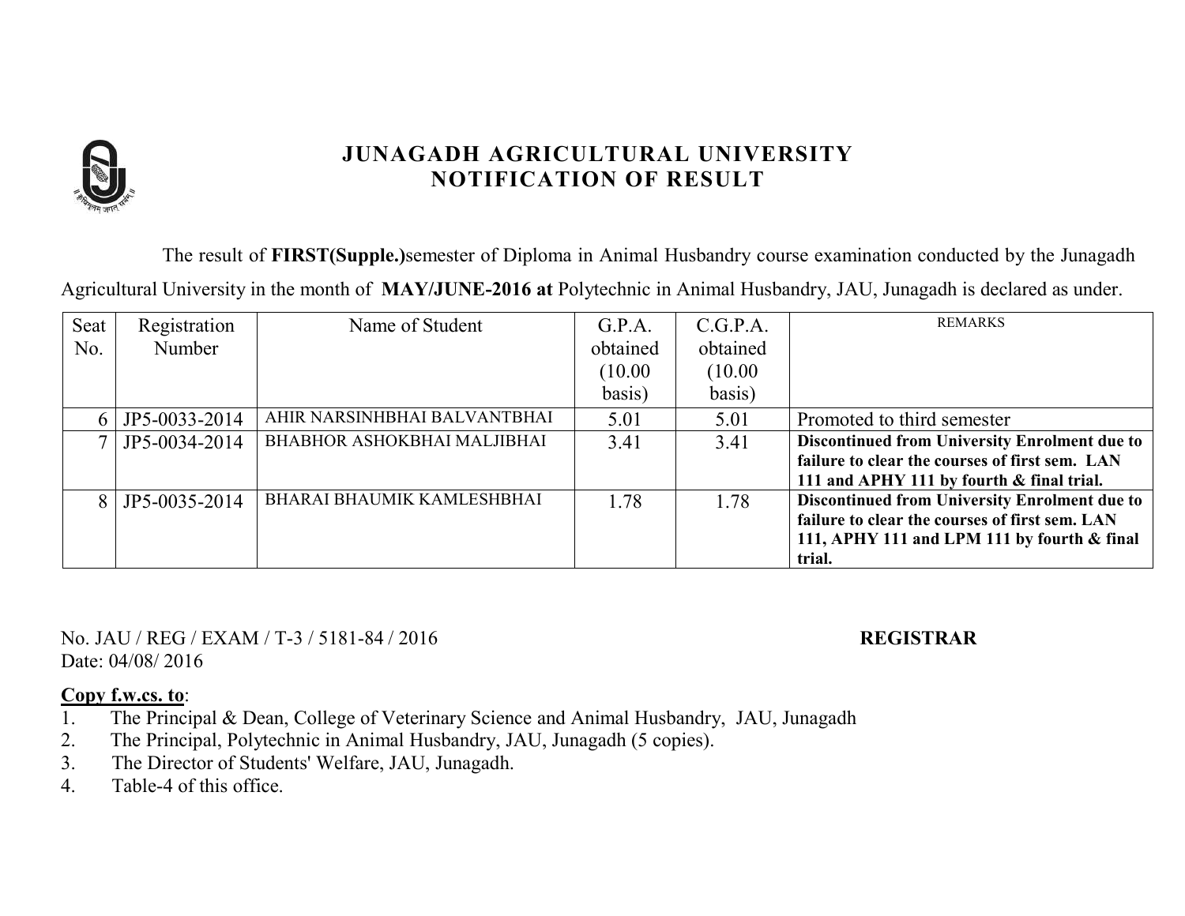# JUNAGADH AGRICULTURAL UNIVERSITY
## NOTIFICATION OF RESULT

The result of **FIRST(Supple.)**semester of Diploma in Animal Husbandry course examination conducted by the Junagadh Agricultural University in the month of **MAY/JUNE-2016 at** Polytechnic in Animal Husbandry, JAU, Junagadh is declared as under.

| Seat No. | Registration Number | Name of Student | G.P.A. obtained (10.00 basis) | C.G.P.A. obtained (10.00 basis) | REMARKS |
|---|---|---|---|---|---|
| 6 | JP5-0033-2014 | AHIR NARSINHBHAI BALVANTBHAI | 5.01 | 5.01 | Promoted to third semester |
| 7 | JP5-0034-2014 | BHABHOR ASHOKBHAI MALJIBHAI | 3.41 | 3.41 | **Discontinued from University Enrolment due to failure to clear the courses of first sem. LAN 111 and APHY 111 by fourth & final trial.** |
| 8 | JP5-0035-2014 | BHARAI BHAUMIK KAMLESHBHAI | 1.78 | 1.78 | **Discontinued from University Enrolment due to failure to clear the courses of first sem. LAN 111, APHY 111 and LPM 111 by fourth & final trial.** |

No. JAU / REG / EXAM / T-3 / 5181-84 / 2016
Date: 04/08/ 2016

**REGISTRAR**

**Copy f.w.cs. to**:

1. The Principal & Dean, College of Veterinary Science and Animal Husbandry, JAU, Junagadh
2. The Principal, Polytechnic in Animal Husbandry, JAU, Junagadh (5 copies).
3. The Director of Students' Welfare, JAU, Junagadh.
4. Table-4 of this office.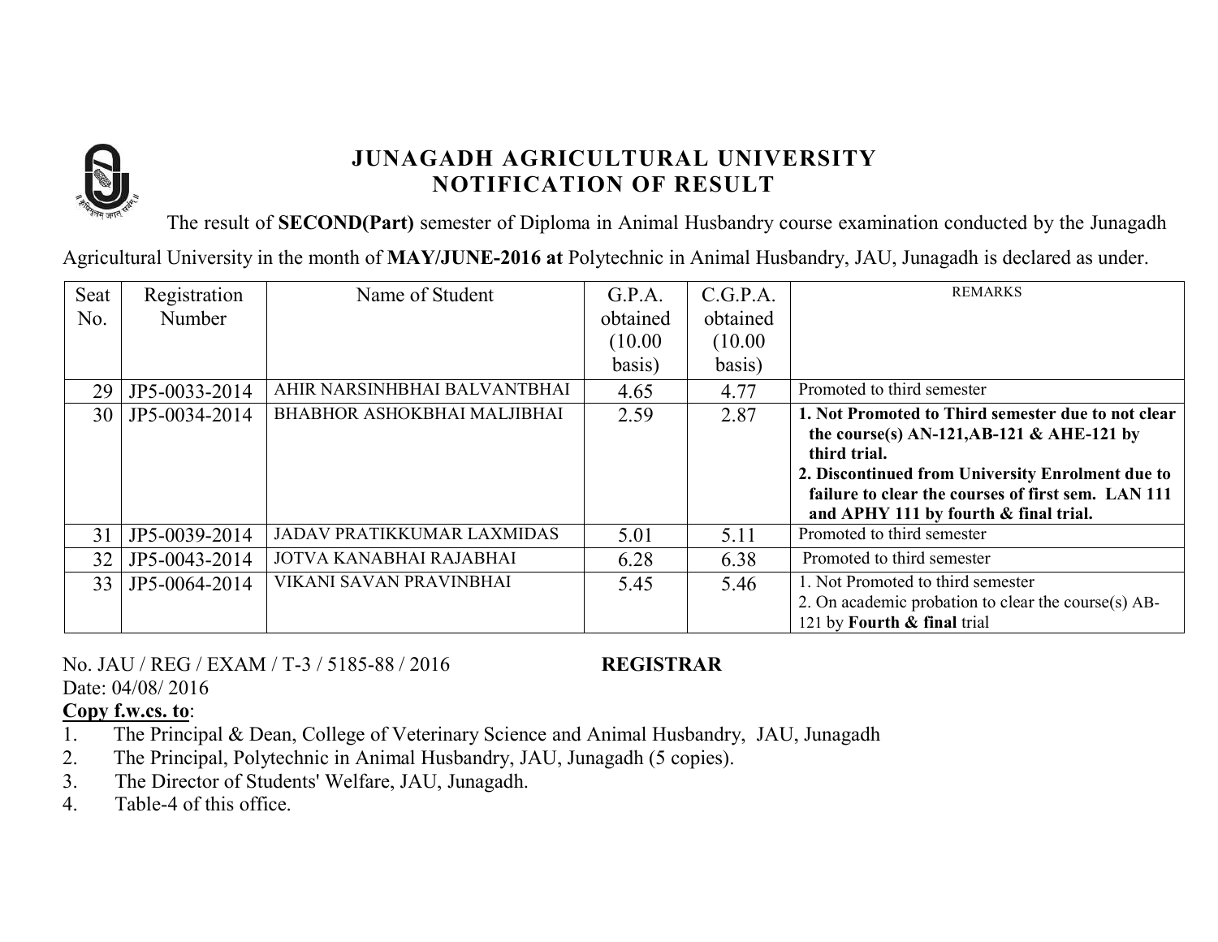# JUNAGADH AGRICULTURAL UNIVERSITY
## NOTIFICATION OF RESULT

The result of **SECOND(Part)** semester of Diploma in Animal Husbandry course examination conducted by the Junagadh Agricultural University in the month of **MAY/JUNE-2016 at** Polytechnic in Animal Husbandry, JAU, Junagadh is declared as under.

| Seat No. | Registration Number | Name of Student | G.P.A. obtained (10.00 basis) | C.G.P.A. obtained (10.00 basis) | REMARKS |
|---|---|---|---|---|---|
| 29 | JP5-0033-2014 | AHIR NARSINHBHAI BALVANTBHAI | 4.65 | 4.77 | Promoted to third semester |
| 30 | JP5-0034-2014 | BHABHOR ASHOKBHAI MALJIBHAI | 2.59 | 2.87 | **1. Not Promoted to Third semester due to not clear the course(s) AN-121,AB-121 & AHE-121 by third trial.** **2. Discontinued from University Enrolment due to failure to clear the courses of first sem. LAN 111 and APHY 111 by fourth & final trial.** |
| 31 | JP5-0039-2014 | JADAV PRATIKKUMAR LAXMIDAS | 5.01 | 5.11 | Promoted to third semester |
| 32 | JP5-0043-2014 | JOTVA KANABHAI RAJABHAI | 6.28 | 6.38 | Promoted to third semester |
| 33 | JP5-0064-2014 | VIKANI SAVAN PRAVINBHAI | 5.45 | 5.46 | 1. Not Promoted to third semester 2. On academic probation to clear the course(s) AB-121 by **Fourth & final** trial |

No. JAU / REG / EXAM / T-3 / 5185-88 / 2016 **REGISTRAR**

Date: 04/08/ 2016

**Copy f.w.cs. to**:

1. The Principal & Dean, College of Veterinary Science and Animal Husbandry, JAU, Junagadh
2. The Principal, Polytechnic in Animal Husbandry, JAU, Junagadh (5 copies).
3. The Director of Students' Welfare, JAU, Junagadh.
4. Table-4 of this office.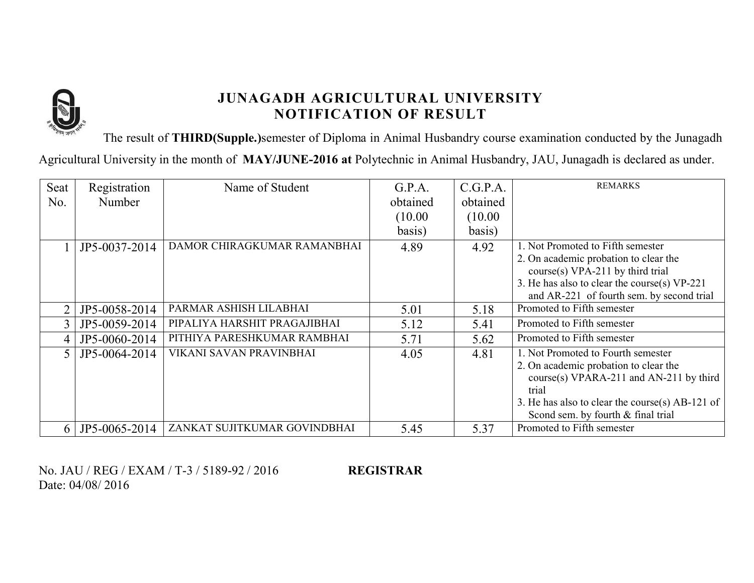# JUNAGADH AGRICULTURAL UNIVERSITY
## NOTIFICATION OF RESULT

The result of **THIRD(Supple.)**semester of Diploma in Animal Husbandry course examination conducted by the Junagadh Agricultural University in the month of **MAY/JUNE-2016 at** Polytechnic in Animal Husbandry, JAU, Junagadh is declared as under.

| Seat No. | Registration Number | Name of Student | G.P.A. obtained (10.00 basis) | C.G.P.A. obtained (10.00 basis) | REMARKS |
|---|---|---|---|---|---|
| 1 | JP5-0037-2014 | DAMOR CHIRAGKUMAR RAMANBHAI | 4.89 | 4.92 | 1. Not Promoted to Fifth semester 2. On academic probation to clear the course(s) VPA-211 by third trial 3. He has also to clear the course(s) VP-221 and AR-221 of fourth sem. by second trial |
| 2 | JP5-0058-2014 | PARMAR ASHISH LILABHAI | 5.01 | 5.18 | Promoted to Fifth semester |
| 3 | JP5-0059-2014 | PIPALIYA HARSHIT PRAGAJIBHAI | 5.12 | 5.41 | Promoted to Fifth semester |
| 4 | JP5-0060-2014 | PITHIYA PARESHKUMAR RAMBHAI | 5.71 | 5.62 | Promoted to Fifth semester |
| 5 | JP5-0064-2014 | VIKANI SAVAN PRAVINBHAI | 4.05 | 4.81 | 1. Not Promoted to Fourth semester 2. On academic probation to clear the course(s) VPARA-211 and AN-211 by third trial 3. He has also to clear the course(s) AB-121 of Scond sem. by fourth & final trial |
| 6 | JP5-0065-2014 | ZANKAT SUJITKUMAR GOVINDBHAI | 5.45 | 5.37 | Promoted to Fifth semester |

No. JAU / REG / EXAM / T-3 / 5189-92 / 2016 **REGISTRAR**

Date: 04/08/ 2016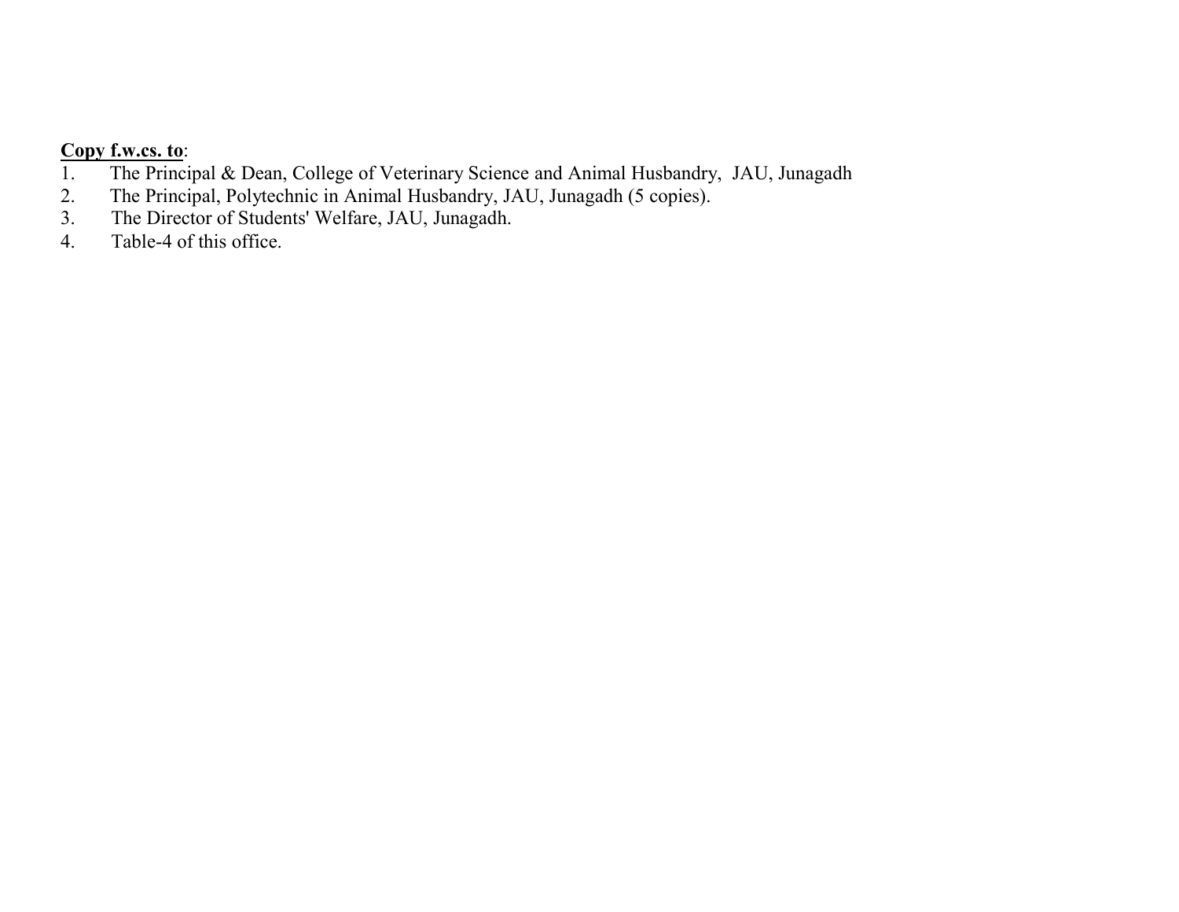**<u>Copy f.w.cs. to</u>**:

1. The Principal & Dean, College of Veterinary Science and Animal Husbandry, JAU, Junagadh
2. The Principal, Polytechnic in Animal Husbandry, JAU, Junagadh (5 copies).
3. The Director of Students' Welfare, JAU, Junagadh.
4. Table-4 of this office.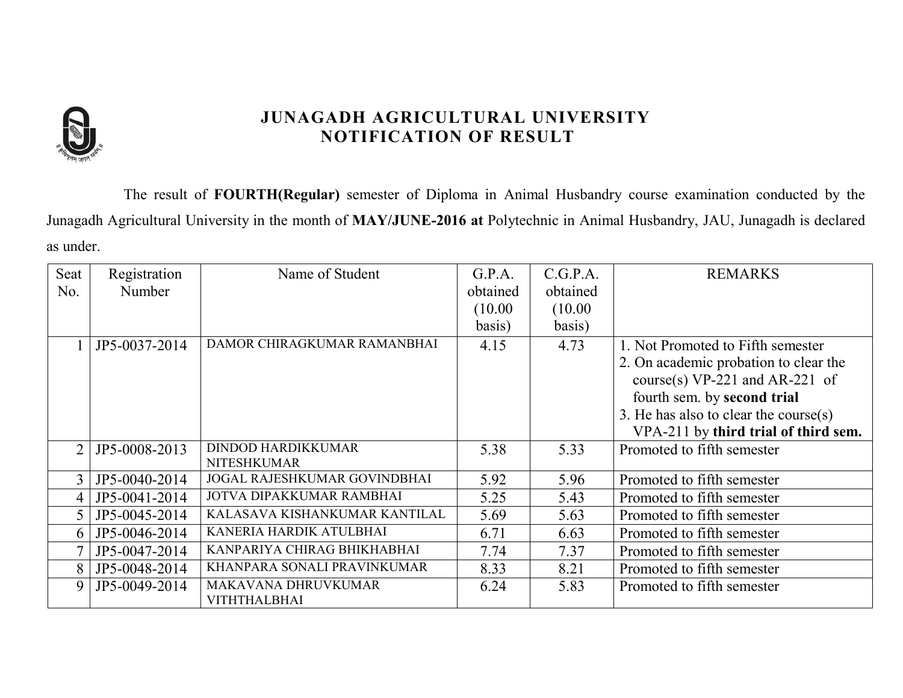# JUNAGADH AGRICULTURAL UNIVERSITY
## NOTIFICATION OF RESULT

The result of **FOURTH(Regular)** semester of Diploma in Animal Husbandry course examination conducted by the Junagadh Agricultural University in the month of **MAY/JUNE-2016 at** Polytechnic in Animal Husbandry, JAU, Junagadh is declared as under.

| Seat No. | Registration Number | Name of Student | G.P.A. obtained (10.00 basis) | C.G.P.A. obtained (10.00 basis) | REMARKS |
|---|---|---|---|---|---|
| 1 | JP5-0037-2014 | DAMOR CHIRAGKUMAR RAMANBHAI | 4.15 | 4.73 | 1. Not Promoted to Fifth semester<br>2. On academic probation to clear the course(s) VP-221 and AR-221 of fourth sem. by **second trial**<br>3. He has also to clear the course(s) VPA-211 by **third trial of third sem.** |
| 2 | JP5-0008-2013 | DINDOD HARDIKKUMAR NITESHKUMAR | 5.38 | 5.33 | Promoted to fifth semester |
| 3 | JP5-0040-2014 | JOGAL RAJESHKUMAR GOVINDBHAI | 5.92 | 5.96 | Promoted to fifth semester |
| 4 | JP5-0041-2014 | JOTVA DIPAKKUMAR RAMBHAI | 5.25 | 5.43 | Promoted to fifth semester |
| 5 | JP5-0045-2014 | KALASAVA KISHANKUMAR KANTILAL | 5.69 | 5.63 | Promoted to fifth semester |
| 6 | JP5-0046-2014 | KANERIA HARDIK ATULBHAI | 6.71 | 6.63 | Promoted to fifth semester |
| 7 | JP5-0047-2014 | KANPARIYA CHIRAG BHIKHABHAI | 7.74 | 7.37 | Promoted to fifth semester |
| 8 | JP5-0048-2014 | KHANPARA SONALI PRAVINKUMAR | 8.33 | 8.21 | Promoted to fifth semester |
| 9 | JP5-0049-2014 | MAKAVANA DHRUVKUMAR VITHTHALBHAI | 6.24 | 5.83 | Promoted to fifth semester |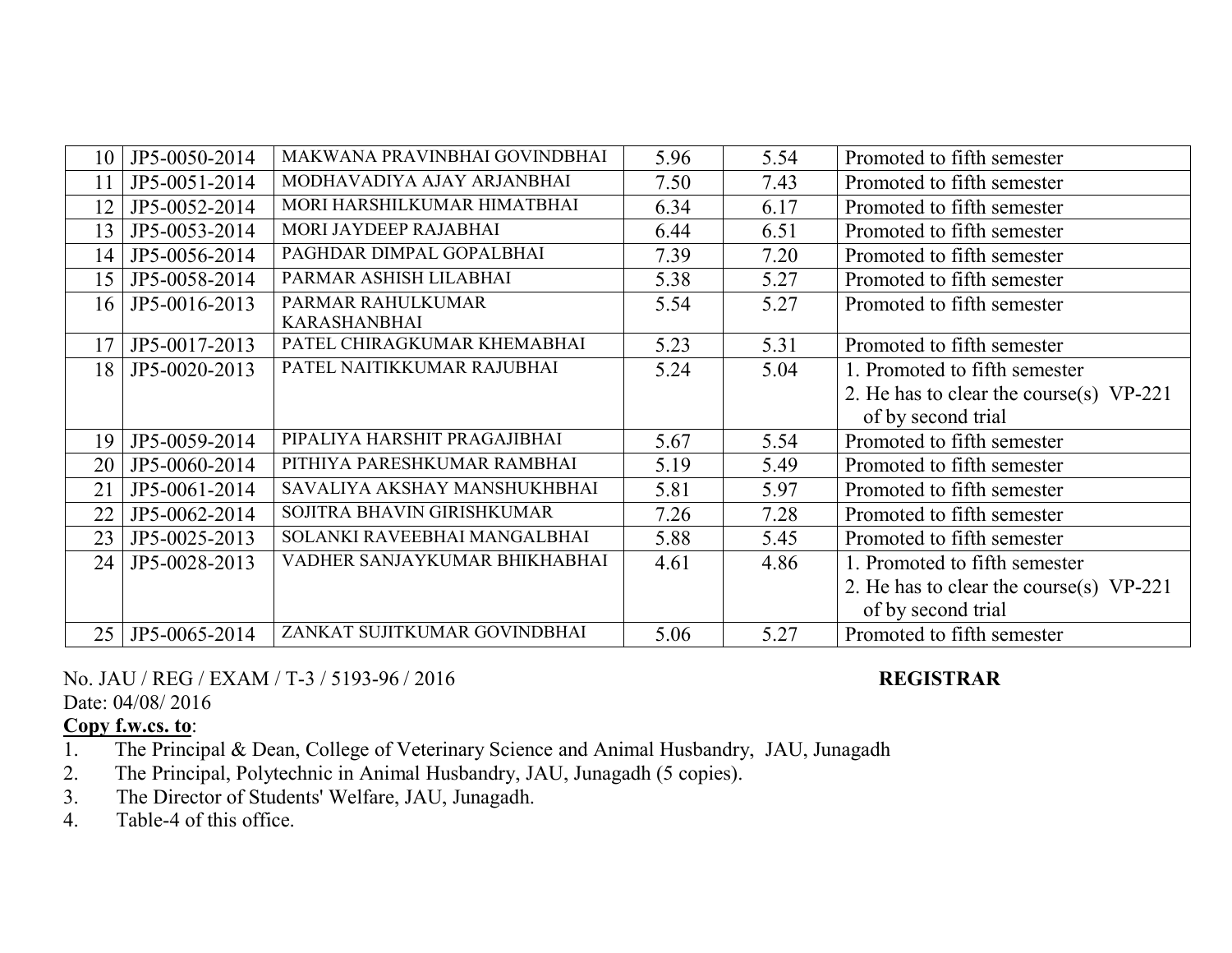| 10 | JP5-0050-2014 | MAKWANA PRAVINBHAI GOVINDBHAI | 5.96 | 5.54 | Promoted to fifth semester |
|---|---|---|---|---|---|
| 11 | JP5-0051-2014 | MODHAVADIYA AJAY ARJANBHAI | 7.50 | 7.43 | Promoted to fifth semester |
| 12 | JP5-0052-2014 | MORI HARSHILKUMAR HIMATBHAI | 6.34 | 6.17 | Promoted to fifth semester |
| 13 | JP5-0053-2014 | MORI JAYDEEP RAJABHAI | 6.44 | 6.51 | Promoted to fifth semester |
| 14 | JP5-0056-2014 | PAGHDAR DIMPAL GOPALBHAI | 7.39 | 7.20 | Promoted to fifth semester |
| 15 | JP5-0058-2014 | PARMAR ASHISH LILABHAI | 5.38 | 5.27 | Promoted to fifth semester |
| 16 | JP5-0016-2013 | PARMAR RAHULKUMAR KARASHANBHAI | 5.54 | 5.27 | Promoted to fifth semester |
| 17 | JP5-0017-2013 | PATEL CHIRAGKUMAR KHEMABHAI | 5.23 | 5.31 | Promoted to fifth semester |
| 18 | JP5-0020-2013 | PATEL NAITIKKUMAR RAJUBHAI | 5.24 | 5.04 | 1. Promoted to fifth semester<br>2. He has to clear the course(s) VP-221 of by second trial |
| 19 | JP5-0059-2014 | PIPALIYA HARSHIT PRAGAJIBHAI | 5.67 | 5.54 | Promoted to fifth semester |
| 20 | JP5-0060-2014 | PITHIYA PARESHKUMAR RAMBHAI | 5.19 | 5.49 | Promoted to fifth semester |
| 21 | JP5-0061-2014 | SAVALIYA AKSHAY MANSHUKHBHAI | 5.81 | 5.97 | Promoted to fifth semester |
| 22 | JP5-0062-2014 | SOJITRA BHAVIN GIRISHKUMAR | 7.26 | 7.28 | Promoted to fifth semester |
| 23 | JP5-0025-2013 | SOLANKI RAVEEBHAI MANGALBHAI | 5.88 | 5.45 | Promoted to fifth semester |
| 24 | JP5-0028-2013 | VADHER SANJAYKUMAR BHIKHABHAI | 4.61 | 4.86 | 1. Promoted to fifth semester<br>2. He has to clear the course(s) VP-221 of by second trial |
| 25 | JP5-0065-2014 | ZANKAT SUJITKUMAR GOVINDBHAI | 5.06 | 5.27 | Promoted to fifth semester |

No. JAU / REG / EXAM / T-3 / 5193-96 / 2016 **REGISTRAR**
Date: 04/08/ 2016

**Copy f.w.cs. to**:

1. The Principal & Dean, College of Veterinary Science and Animal Husbandry, JAU, Junagadh
2. The Principal, Polytechnic in Animal Husbandry, JAU, Junagadh (5 copies).
3. The Director of Students' Welfare, JAU, Junagadh.
4. Table-4 of this office.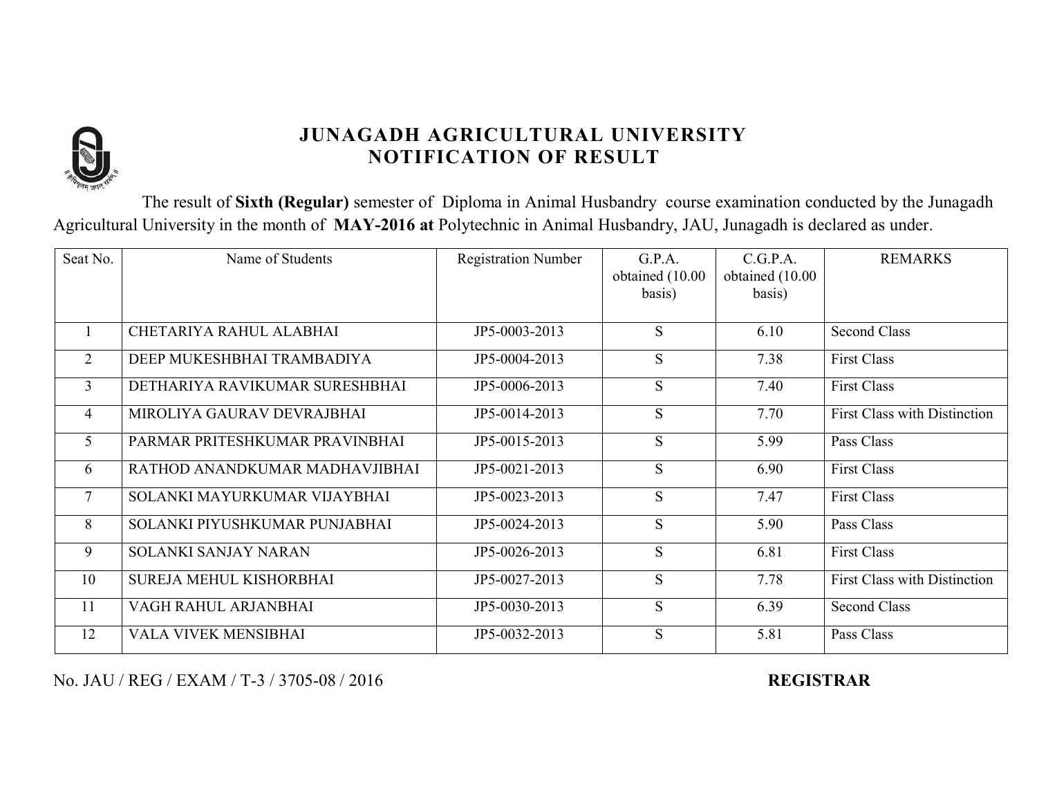# JUNAGADH AGRICULTURAL UNIVERSITY
## NOTIFICATION OF RESULT

The result of **Sixth (Regular)** semester of Diploma in Animal Husbandry course examination conducted by the Junagadh Agricultural University in the month of **MAY-2016 at** Polytechnic in Animal Husbandry, JAU, Junagadh is declared as under.

| Seat No. | Name of Students | Registration Number | G.P.A. obtained (10.00 basis) | C.G.P.A. obtained (10.00 basis) | REMARKS |
|---|---|---|---|---|---|
| 1 | CHETARIYA RAHUL ALABHAI | JP5-0003-2013 | S | 6.10 | Second Class |
| 2 | DEEP MUKESHBHAI TRAMBADIYA | JP5-0004-2013 | S | 7.38 | First Class |
| 3 | DETHARIYA RAVIKUMAR SURESHBHAI | JP5-0006-2013 | S | 7.40 | First Class |
| 4 | MIROLIYA GAURAV DEVRAJBHAI | JP5-0014-2013 | S | 7.70 | First Class with Distinction |
| 5 | PARMAR PRITESHKUMAR PRAVINBHAI | JP5-0015-2013 | S | 5.99 | Pass Class |
| 6 | RATHOD ANANDKUMAR MADHAVJIBHAI | JP5-0021-2013 | S | 6.90 | First Class |
| 7 | SOLANKI MAYURKUMAR VIJAYBHAI | JP5-0023-2013 | S | 7.47 | First Class |
| 8 | SOLANKI PIYUSHKUMAR PUNJABHAI | JP5-0024-2013 | S | 5.90 | Pass Class |
| 9 | SOLANKI SANJAY NARAN | JP5-0026-2013 | S | 6.81 | First Class |
| 10 | SUREJA MEHUL KISHORBHAI | JP5-0027-2013 | S | 7.78 | First Class with Distinction |
| 11 | VAGH RAHUL ARJANBHAI | JP5-0030-2013 | S | 6.39 | Second Class |
| 12 | VALA VIVEK MENSIBHAI | JP5-0032-2013 | S | 5.81 | Pass Class |

No. JAU / REG / EXAM / T-3 / 3705-08 / 2016

**REGISTRAR**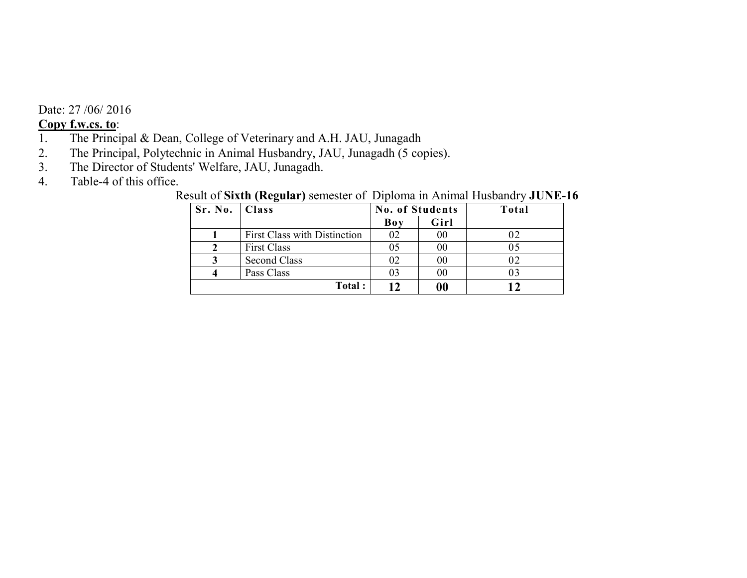Date: 27 /06/ 2016

**Copy f.w.cs. to**:

1. The Principal & Dean, College of Veterinary and A.H. JAU, Junagadh
2. The Principal, Polytechnic in Animal Husbandry, JAU, Junagadh (5 copies).
3. The Director of Students' Welfare, JAU, Junagadh.
4. Table-4 of this office.

Result of **Sixth (Regular)** semester of Diploma in Animal Husbandry **JUNE-16**

| Sr. No. | Class | No. of Students | | Total |
|---|---|---|---|---|
| | | Boy | Girl | |
| **1** | First Class with Distinction | 02 | 00 | 02 |
| **2** | First Class | 05 | 00 | 05 |
| **3** | Second Class | 02 | 00 | 02 |
| **4** | Pass Class | 03 | 00 | 03 |
| | **Total :** | **12** | **00** | **12** |